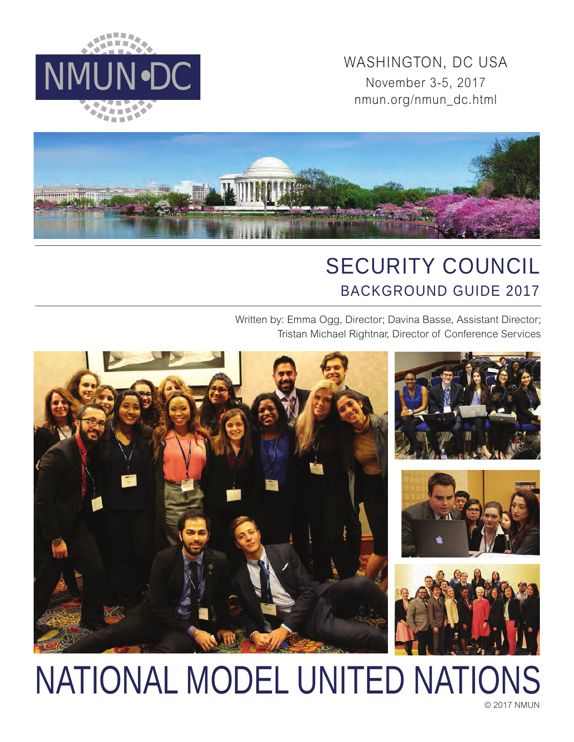NMUN•DC

WASHINGTON, DC USA
November 3-5, 2017
nmun.org/nmun_dc.html

# SECURITY COUNCIL
## BACKGROUND GUIDE 2017

Written by: Emma Ogg, Director; Davina Basse, Assistant Director; Tristan Michael Rightnar, Director of Conference Services

# NATIONAL MODEL UNITED NATIONS

© 2017 NMUN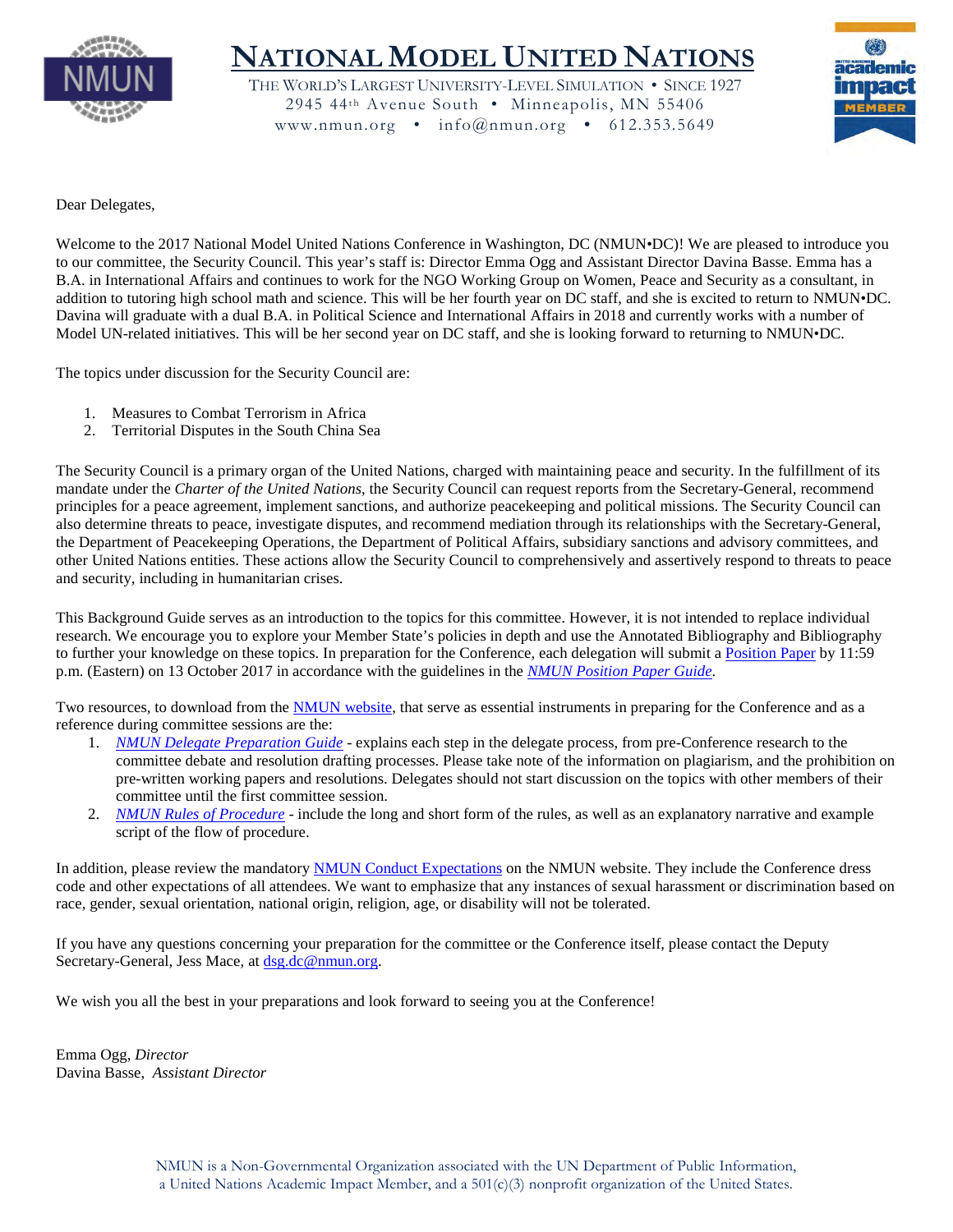# National Model United Nations

The World's Largest University-Level Simulation • Since 1927
2945 44th Avenue South • Minneapolis, MN 55406
www.nmun.org • info@nmun.org • 612.353.5649

Dear Delegates,

Welcome to the 2017 National Model United Nations Conference in Washington, DC (NMUN•DC)! We are pleased to introduce you to our committee, the Security Council. This year's staff is: Director Emma Ogg and Assistant Director Davina Basse. Emma has a B.A. in International Affairs and continues to work for the NGO Working Group on Women, Peace and Security as a consultant, in addition to tutoring high school math and science. This will be her fourth year on DC staff, and she is excited to return to NMUN•DC. Davina will graduate with a dual B.A. in Political Science and International Affairs in 2018 and currently works with a number of Model UN-related initiatives. This will be her second year on DC staff, and she is looking forward to returning to NMUN•DC.

The topics under discussion for the Security Council are:

1. Measures to Combat Terrorism in Africa
2. Territorial Disputes in the South China Sea

The Security Council is a primary organ of the United Nations, charged with maintaining peace and security. In the fulfillment of its mandate under the *Charter of the United Nations*, the Security Council can request reports from the Secretary-General, recommend principles for a peace agreement, implement sanctions, and authorize peacekeeping and political missions. The Security Council can also determine threats to peace, investigate disputes, and recommend mediation through its relationships with the Secretary-General, the Department of Peacekeeping Operations, the Department of Political Affairs, subsidiary sanctions and advisory committees, and other United Nations entities. These actions allow the Security Council to comprehensively and assertively respond to threats to peace and security, including in humanitarian crises.

This Background Guide serves as an introduction to the topics for this committee. However, it is not intended to replace individual research. We encourage you to explore your Member State's policies in depth and use the Annotated Bibliography and Bibliography to further your knowledge on these topics. In preparation for the Conference, each delegation will submit a Position Paper by 11:59 p.m. (Eastern) on 13 October 2017 in accordance with the guidelines in the *NMUN Position Paper Guide*.

Two resources, to download from the NMUN website, that serve as essential instruments in preparing for the Conference and as a reference during committee sessions are the:

1. *NMUN Delegate Preparation Guide* - explains each step in the delegate process, from pre-Conference research to the committee debate and resolution drafting processes. Please take note of the information on plagiarism, and the prohibition on pre-written working papers and resolutions. Delegates should not start discussion on the topics with other members of their committee until the first committee session.
2. *NMUN Rules of Procedure* - include the long and short form of the rules, as well as an explanatory narrative and example script of the flow of procedure.

In addition, please review the mandatory NMUN Conduct Expectations on the NMUN website. They include the Conference dress code and other expectations of all attendees. We want to emphasize that any instances of sexual harassment or discrimination based on race, gender, sexual orientation, national origin, religion, age, or disability will not be tolerated.

If you have any questions concerning your preparation for the committee or the Conference itself, please contact the Deputy Secretary-General, Jess Mace, at dsg.dc@nmun.org.

We wish you all the best in your preparations and look forward to seeing you at the Conference!

Emma Ogg, *Director*
Davina Basse, *Assistant Director*

NMUN is a Non-Governmental Organization associated with the UN Department of Public Information, a United Nations Academic Impact Member, and a 501(c)(3) nonprofit organization of the United States.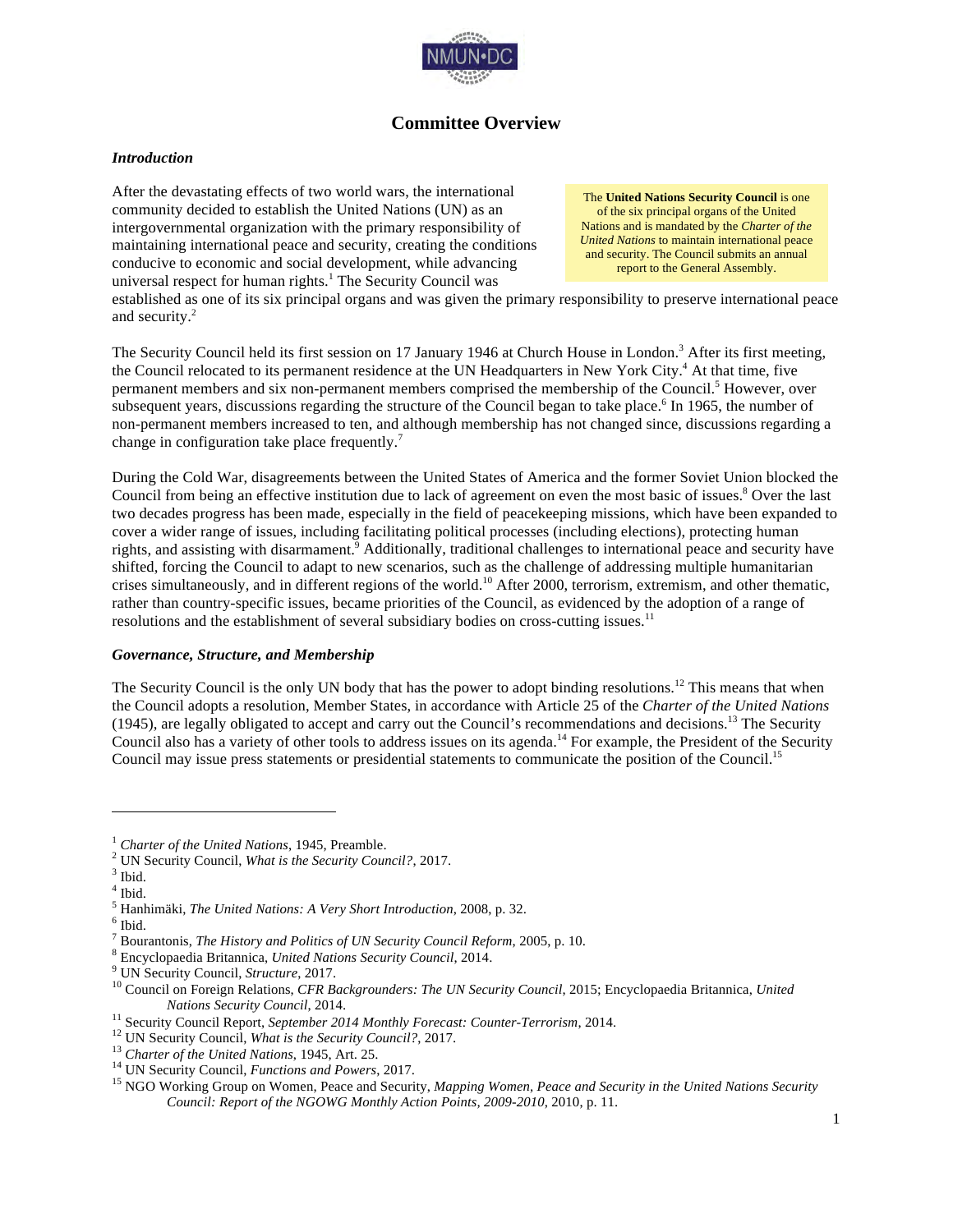# Committee Overview

***Introduction***

> The **United Nations Security Council** is one of the six principal organs of the United Nations and is mandated by the *Charter of the United Nations* to maintain international peace and security. The Council submits an annual report to the General Assembly.

After the devastating effects of two world wars, the international community decided to establish the United Nations (UN) as an intergovernmental organization with the primary responsibility of maintaining international peace and security, creating the conditions conducive to economic and social development, while advancing universal respect for human rights.[1] The Security Council was established as one of its six principal organs and was given the primary responsibility to preserve international peace and security.[2]

The Security Council held its first session on 17 January 1946 at Church House in London.[3] After its first meeting, the Council relocated to its permanent residence at the UN Headquarters in New York City.[4] At that time, five permanent members and six non-permanent members comprised the membership of the Council.[5] However, over subsequent years, discussions regarding the structure of the Council began to take place.[6] In 1965, the number of non-permanent members increased to ten, and although membership has not changed since, discussions regarding a change in configuration take place frequently.[7]

During the Cold War, disagreements between the United States of America and the former Soviet Union blocked the Council from being an effective institution due to lack of agreement on even the most basic of issues.[8] Over the last two decades progress has been made, especially in the field of peacekeeping missions, which have been expanded to cover a wider range of issues, including facilitating political processes (including elections), protecting human rights, and assisting with disarmament.[9] Additionally, traditional challenges to international peace and security have shifted, forcing the Council to adapt to new scenarios, such as the challenge of addressing multiple humanitarian crises simultaneously, and in different regions of the world.[10] After 2000, terrorism, extremism, and other thematic, rather than country-specific issues, became priorities of the Council, as evidenced by the adoption of a range of resolutions and the establishment of several subsidiary bodies on cross-cutting issues.[11]

***Governance, Structure, and Membership***

The Security Council is the only UN body that has the power to adopt binding resolutions.[12] This means that when the Council adopts a resolution, Member States, in accordance with Article 25 of the *Charter of the United Nations* (1945), are legally obligated to accept and carry out the Council's recommendations and decisions.[13] The Security Council also has a variety of other tools to address issues on its agenda.[14] For example, the President of the Security Council may issue press statements or presidential statements to communicate the position of the Council.[15]

---

[1] *Charter of the United Nations*, 1945, Preamble.
[2] UN Security Council, *What is the Security Council?*, 2017.
[3] Ibid.
[4] Ibid.
[5] Hanhimäki, *The United Nations: A Very Short Introduction*, 2008, p. 32.
[6] Ibid.
[7] Bourantonis, *The History and Politics of UN Security Council Reform*, 2005, p. 10.
[8] Encyclopaedia Britannica, *United Nations Security Council*, 2014.
[9] UN Security Council, *Structure*, 2017.
[10] Council on Foreign Relations, *CFR Backgrounders: The UN Security Council*, 2015; Encyclopaedia Britannica, *United Nations Security Council*, 2014.
[11] Security Council Report, *September 2014 Monthly Forecast: Counter-Terrorism*, 2014.
[12] UN Security Council, *What is the Security Council?*, 2017.
[13] *Charter of the United Nations*, 1945, Art. 25.
[14] UN Security Council, *Functions and Powers*, 2017.
[15] NGO Working Group on Women, Peace and Security, *Mapping Women, Peace and Security in the United Nations Security Council: Report of the NGOWG Monthly Action Points, 2009-2010*, 2010, p. 11.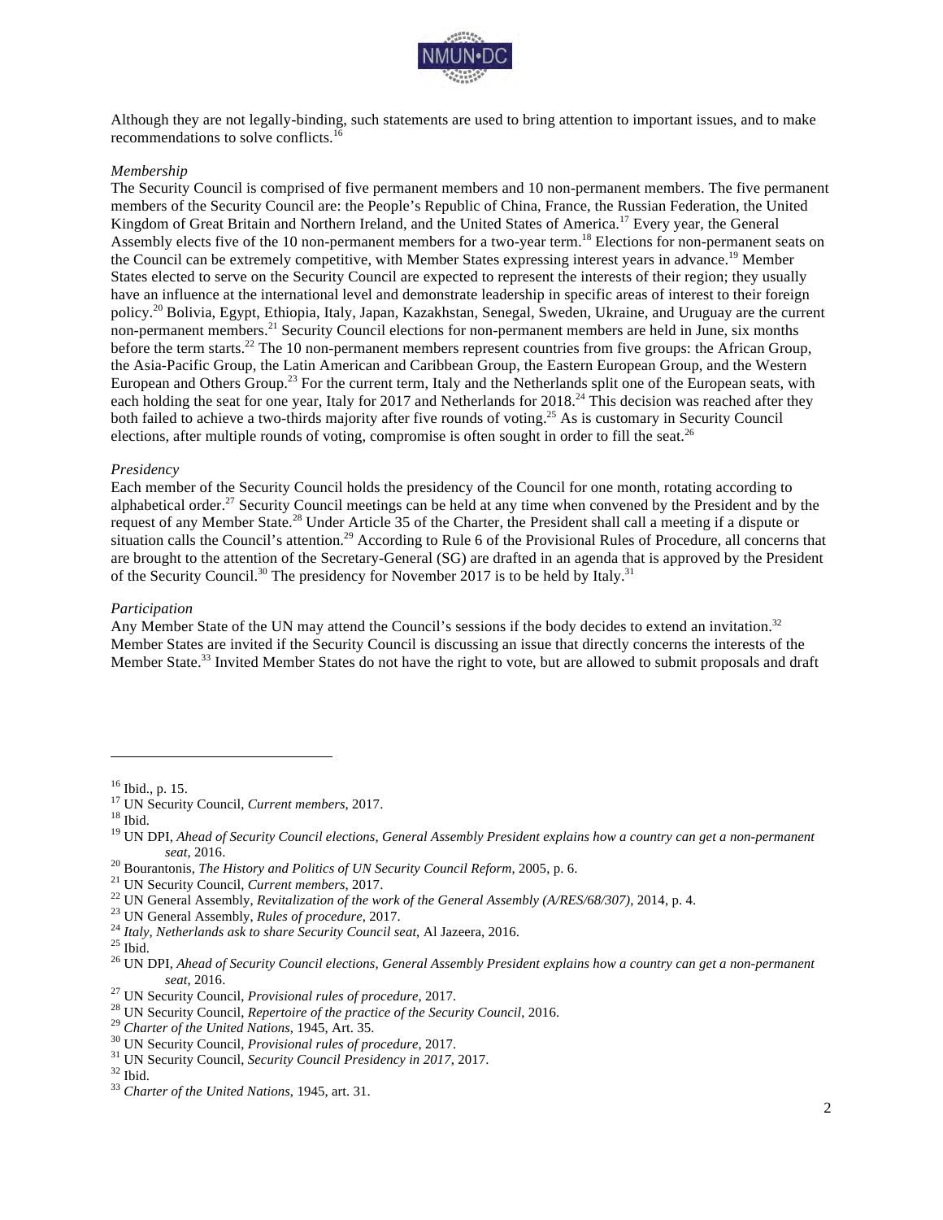Although they are not legally-binding, such statements are used to bring attention to important issues, and to make recommendations to solve conflicts.[16]

*Membership*

The Security Council is comprised of five permanent members and 10 non-permanent members. The five permanent members of the Security Council are: the People's Republic of China, France, the Russian Federation, the United Kingdom of Great Britain and Northern Ireland, and the United States of America.[17] Every year, the General Assembly elects five of the 10 non-permanent members for a two-year term.[18] Elections for non-permanent seats on the Council can be extremely competitive, with Member States expressing interest years in advance.[19] Member States elected to serve on the Security Council are expected to represent the interests of their region; they usually have an influence at the international level and demonstrate leadership in specific areas of interest to their foreign policy.[20] Bolivia, Egypt, Ethiopia, Italy, Japan, Kazakhstan, Senegal, Sweden, Ukraine, and Uruguay are the current non-permanent members.[21] Security Council elections for non-permanent members are held in June, six months before the term starts.[22] The 10 non-permanent members represent countries from five groups: the African Group, the Asia-Pacific Group, the Latin American and Caribbean Group, the Eastern European Group, and the Western European and Others Group.[23] For the current term, Italy and the Netherlands split one of the European seats, with each holding the seat for one year, Italy for 2017 and Netherlands for 2018.[24] This decision was reached after they both failed to achieve a two-thirds majority after five rounds of voting.[25] As is customary in Security Council elections, after multiple rounds of voting, compromise is often sought in order to fill the seat.[26]

*Presidency*

Each member of the Security Council holds the presidency of the Council for one month, rotating according to alphabetical order.[27] Security Council meetings can be held at any time when convened by the President and by the request of any Member State.[28] Under Article 35 of the Charter, the President shall call a meeting if a dispute or situation calls the Council's attention.[29] According to Rule 6 of the Provisional Rules of Procedure, all concerns that are brought to the attention of the Secretary-General (SG) are drafted in an agenda that is approved by the President of the Security Council.[30] The presidency for November 2017 is to be held by Italy.[31]

*Participation*

Any Member State of the UN may attend the Council's sessions if the body decides to extend an invitation.[32] Member States are invited if the Security Council is discussing an issue that directly concerns the interests of the Member State.[33] Invited Member States do not have the right to vote, but are allowed to submit proposals and draft

---

[16] Ibid., p. 15.
[17] UN Security Council, *Current members*, 2017.
[18] Ibid.
[19] UN DPI, *Ahead of Security Council elections, General Assembly President explains how a country can get a non-permanent seat*, 2016.
[20] Bourantonis, *The History and Politics of UN Security Council Reform*, 2005, p. 6.
[21] UN Security Council, *Current members*, 2017.
[22] UN General Assembly, *Revitalization of the work of the General Assembly (A/RES/68/307)*, 2014, p. 4.
[23] UN General Assembly, *Rules of procedure*, 2017.
[24] *Italy, Netherlands ask to share Security Council seat*, Al Jazeera, 2016.
[25] Ibid.
[26] UN DPI, *Ahead of Security Council elections, General Assembly President explains how a country can get a non-permanent seat*, 2016.
[27] UN Security Council, *Provisional rules of procedure*, 2017.
[28] UN Security Council, *Repertoire of the practice of the Security Council*, 2016.
[29] *Charter of the United Nations*, 1945, Art. 35.
[30] UN Security Council, *Provisional rules of procedure*, 2017.
[31] UN Security Council, *Security Council Presidency in 2017*, 2017.
[32] Ibid.
[33] *Charter of the United Nations*, 1945, art. 31.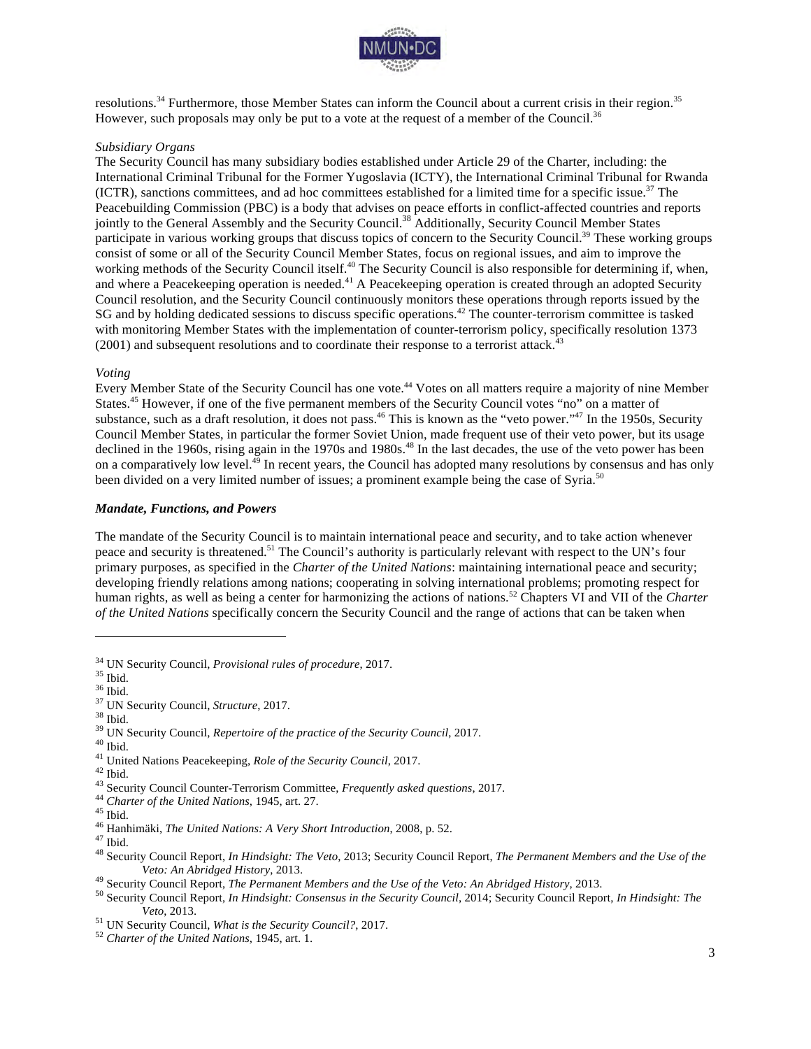resolutions.[34] Furthermore, those Member States can inform the Council about a current crisis in their region.[35] However, such proposals may only be put to a vote at the request of a member of the Council.[36]

*Subsidiary Organs*

The Security Council has many subsidiary bodies established under Article 29 of the Charter, including: the International Criminal Tribunal for the Former Yugoslavia (ICTY), the International Criminal Tribunal for Rwanda (ICTR), sanctions committees, and ad hoc committees established for a limited time for a specific issue.[37] The Peacebuilding Commission (PBC) is a body that advises on peace efforts in conflict-affected countries and reports jointly to the General Assembly and the Security Council.[38] Additionally, Security Council Member States participate in various working groups that discuss topics of concern to the Security Council.[39] These working groups consist of some or all of the Security Council Member States, focus on regional issues, and aim to improve the working methods of the Security Council itself.[40] The Security Council is also responsible for determining if, when, and where a Peacekeeping operation is needed.[41] A Peacekeeping operation is created through an adopted Security Council resolution, and the Security Council continuously monitors these operations through reports issued by the SG and by holding dedicated sessions to discuss specific operations.[42] The counter-terrorism committee is tasked with monitoring Member States with the implementation of counter-terrorism policy, specifically resolution 1373 (2001) and subsequent resolutions and to coordinate their response to a terrorist attack.[43]

*Voting*

Every Member State of the Security Council has one vote.[44] Votes on all matters require a majority of nine Member States.[45] However, if one of the five permanent members of the Security Council votes "no" on a matter of substance, such as a draft resolution, it does not pass.[46] This is known as the "veto power."[47] In the 1950s, Security Council Member States, in particular the former Soviet Union, made frequent use of their veto power, but its usage declined in the 1960s, rising again in the 1970s and 1980s.[48] In the last decades, the use of the veto power has been on a comparatively low level.[49] In recent years, the Council has adopted many resolutions by consensus and has only been divided on a very limited number of issues; a prominent example being the case of Syria.[50]

### *Mandate, Functions, and Powers*

The mandate of the Security Council is to maintain international peace and security, and to take action whenever peace and security is threatened.[51] The Council's authority is particularly relevant with respect to the UN's four primary purposes, as specified in the *Charter of the United Nations*: maintaining international peace and security; developing friendly relations among nations; cooperating in solving international problems; promoting respect for human rights, as well as being a center for harmonizing the actions of nations.[52] Chapters VI and VII of the *Charter of the United Nations* specifically concern the Security Council and the range of actions that can be taken when

---

[34] UN Security Council, *Provisional rules of procedure*, 2017.
[35] Ibid.
[36] Ibid.
[37] UN Security Council, *Structure*, 2017.
[38] Ibid.
[39] UN Security Council, *Repertoire of the practice of the Security Council*, 2017.
[40] Ibid.
[41] United Nations Peacekeeping, *Role of the Security Council*, 2017.
[42] Ibid.
[43] Security Council Counter-Terrorism Committee, *Frequently asked questions*, 2017.
[44] *Charter of the United Nations*, 1945, art. 27.
[45] Ibid.
[46] Hanhimäki, *The United Nations: A Very Short Introduction*, 2008, p. 52.
[47] Ibid.
[48] Security Council Report, *In Hindsight: The Veto*, 2013; Security Council Report, *The Permanent Members and the Use of the Veto: An Abridged History*, 2013.
[49] Security Council Report, *The Permanent Members and the Use of the Veto: An Abridged History*, 2013.
[50] Security Council Report, *In Hindsight: Consensus in the Security Council*, 2014; Security Council Report, *In Hindsight: The Veto*, 2013.
[51] UN Security Council, *What is the Security Council?*, 2017.
[52] *Charter of the United Nations*, 1945, art. 1.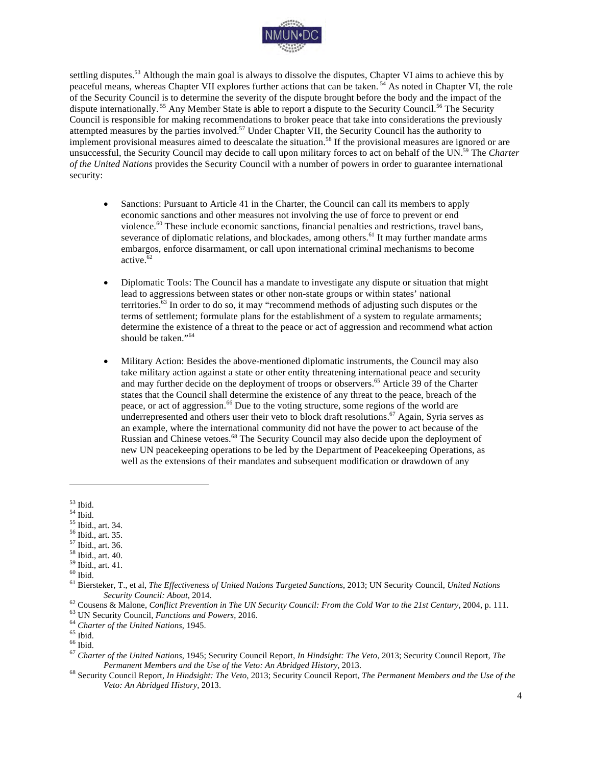settling disputes.[53] Although the main goal is always to dissolve the disputes, Chapter VI aims to achieve this by peaceful means, whereas Chapter VII explores further actions that can be taken.[54] As noted in Chapter VI, the role of the Security Council is to determine the severity of the dispute brought before the body and the impact of the dispute internationally.[55] Any Member State is able to report a dispute to the Security Council.[56] The Security Council is responsible for making recommendations to broker peace that take into considerations the previously attempted measures by the parties involved.[57] Under Chapter VII, the Security Council has the authority to implement provisional measures aimed to deescalate the situation.[58] If the provisional measures are ignored or are unsuccessful, the Security Council may decide to call upon military forces to act on behalf of the UN.[59] The *Charter of the United Nations* provides the Security Council with a number of powers in order to guarantee international security:

- Sanctions: Pursuant to Article 41 in the Charter, the Council can call its members to apply economic sanctions and other measures not involving the use of force to prevent or end violence.[60] These include economic sanctions, financial penalties and restrictions, travel bans, severance of diplomatic relations, and blockades, among others.[61] It may further mandate arms embargos, enforce disarmament, or call upon international criminal mechanisms to become active.[62]

- Diplomatic Tools: The Council has a mandate to investigate any dispute or situation that might lead to aggressions between states or other non-state groups or within states' national territories.[63] In order to do so, it may "recommend methods of adjusting such disputes or the terms of settlement; formulate plans for the establishment of a system to regulate armaments; determine the existence of a threat to the peace or act of aggression and recommend what action should be taken."[64]

- Military Action: Besides the above-mentioned diplomatic instruments, the Council may also take military action against a state or other entity threatening international peace and security and may further decide on the deployment of troops or observers.[65] Article 39 of the Charter states that the Council shall determine the existence of any threat to the peace, breach of the peace, or act of aggression.[66] Due to the voting structure, some regions of the world are underrepresented and others user their veto to block draft resolutions.[67] Again, Syria serves as an example, where the international community did not have the power to act because of the Russian and Chinese vetoes.[68] The Security Council may also decide upon the deployment of new UN peacekeeping operations to be led by the Department of Peacekeeping Operations, as well as the extensions of their mandates and subsequent modification or drawdown of any

---

[53] Ibid.

[54] Ibid.

[55] Ibid., art. 34.

[56] Ibid., art. 35.

[57] Ibid., art. 36.

[58] Ibid., art. 40.

[59] Ibid., art. 41.

[60] Ibid.

[61] Biersteker, T., et al, *The Effectiveness of United Nations Targeted Sanctions*, 2013; UN Security Council, *United Nations Security Council: About*, 2014.

[62] Cousens & Malone, *Conflict Prevention in The UN Security Council: From the Cold War to the 21st Century*, 2004, p. 111.

[63] UN Security Council, *Functions and Powers*, 2016.

[64] *Charter of the United Nations*, 1945.

[65] Ibid.

[66] Ibid.

[67] *Charter of the United Nations*, 1945; Security Council Report, *In Hindsight: The Veto*, 2013; Security Council Report, *The Permanent Members and the Use of the Veto: An Abridged History*, 2013.

[68] Security Council Report, *In Hindsight: The Veto*, 2013; Security Council Report, *The Permanent Members and the Use of the Veto: An Abridged History*, 2013.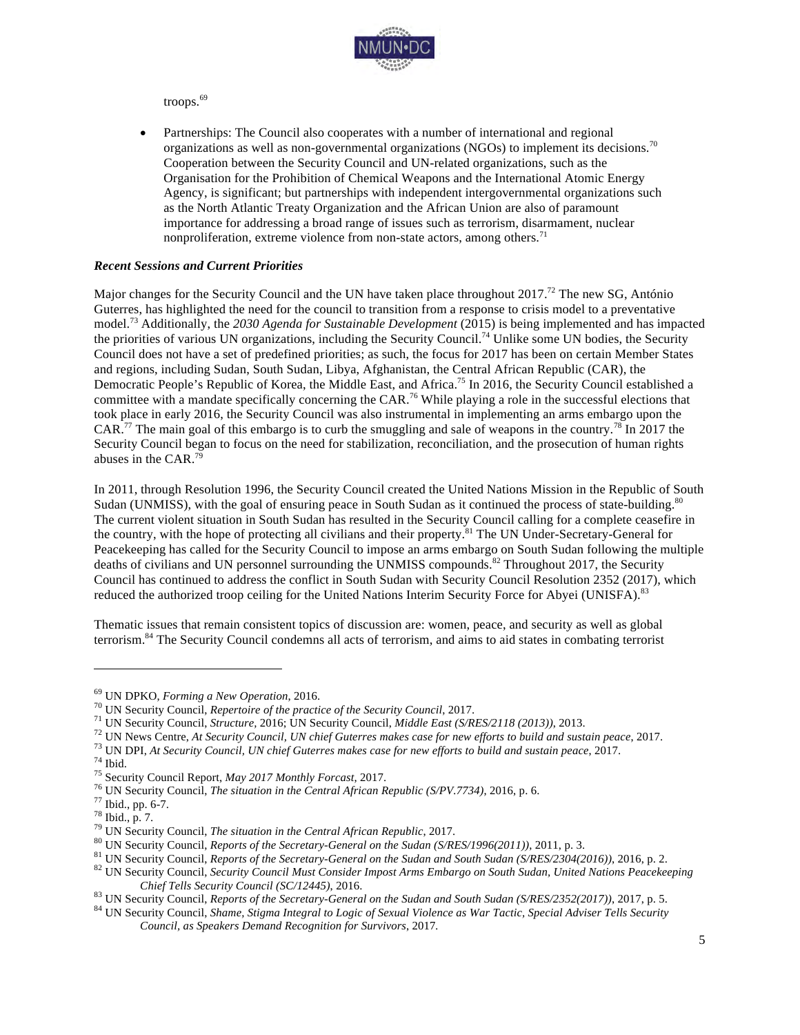troops.[69]

- Partnerships: The Council also cooperates with a number of international and regional organizations as well as non-governmental organizations (NGOs) to implement its decisions.[70] Cooperation between the Security Council and UN-related organizations, such as the Organisation for the Prohibition of Chemical Weapons and the International Atomic Energy Agency, is significant; but partnerships with independent intergovernmental organizations such as the North Atlantic Treaty Organization and the African Union are also of paramount importance for addressing a broad range of issues such as terrorism, disarmament, nuclear nonproliferation, extreme violence from non-state actors, among others.[71]

### *Recent Sessions and Current Priorities*

Major changes for the Security Council and the UN have taken place throughout 2017.[72] The new SG, António Guterres, has highlighted the need for the council to transition from a response to crisis model to a preventative model.[73] Additionally, the *2030 Agenda for Sustainable Development* (2015) is being implemented and has impacted the priorities of various UN organizations, including the Security Council.[74] Unlike some UN bodies, the Security Council does not have a set of predefined priorities; as such, the focus for 2017 has been on certain Member States and regions, including Sudan, South Sudan, Libya, Afghanistan, the Central African Republic (CAR), the Democratic People's Republic of Korea, the Middle East, and Africa.[75] In 2016, the Security Council established a committee with a mandate specifically concerning the CAR.[76] While playing a role in the successful elections that took place in early 2016, the Security Council was also instrumental in implementing an arms embargo upon the CAR.[77] The main goal of this embargo is to curb the smuggling and sale of weapons in the country.[78] In 2017 the Security Council began to focus on the need for stabilization, reconciliation, and the prosecution of human rights abuses in the CAR.[79]

In 2011, through Resolution 1996, the Security Council created the United Nations Mission in the Republic of South Sudan (UNMISS), with the goal of ensuring peace in South Sudan as it continued the process of state-building.[80] The current violent situation in South Sudan has resulted in the Security Council calling for a complete ceasefire in the country, with the hope of protecting all civilians and their property.[81] The UN Under-Secretary-General for Peacekeeping has called for the Security Council to impose an arms embargo on South Sudan following the multiple deaths of civilians and UN personnel surrounding the UNMISS compounds.[82] Throughout 2017, the Security Council has continued to address the conflict in South Sudan with Security Council Resolution 2352 (2017), which reduced the authorized troop ceiling for the United Nations Interim Security Force for Abyei (UNISFA).[83]

Thematic issues that remain consistent topics of discussion are: women, peace, and security as well as global terrorism.[84] The Security Council condemns all acts of terrorism, and aims to aid states in combating terrorist

---

[69] UN DPKO, *Forming a New Operation*, 2016.
[70] UN Security Council, *Repertoire of the practice of the Security Council*, 2017.
[71] UN Security Council, *Structure*, 2016; UN Security Council, *Middle East (S/RES/2118 (2013))*, 2013.
[72] UN News Centre, *At Security Council, UN chief Guterres makes case for new efforts to build and sustain peace*, 2017.
[73] UN DPI, *At Security Council, UN chief Guterres makes case for new efforts to build and sustain peace*, 2017.
[74] Ibid.
[75] Security Council Report, *May 2017 Monthly Forcast*, 2017.
[76] UN Security Council, *The situation in the Central African Republic (S/PV.7734)*, 2016, p. 6.
[77] Ibid., pp. 6-7.
[78] Ibid., p. 7.
[79] UN Security Council, *The situation in the Central African Republic*, 2017.
[80] UN Security Council, *Reports of the Secretary-General on the Sudan (S/RES/1996(2011))*, 2011, p. 3.
[81] UN Security Council, *Reports of the Secretary-General on the Sudan and South Sudan (S/RES/2304(2016))*, 2016, p. 2.
[82] UN Security Council, *Security Council Must Consider Impost Arms Embargo on South Sudan, United Nations Peacekeeping Chief Tells Security Council (SC/12445)*, 2016.
[83] UN Security Council, *Reports of the Secretary-General on the Sudan and South Sudan (S/RES/2352(2017))*, 2017, p. 5.
[84] UN Security Council, *Shame, Stigma Integral to Logic of Sexual Violence as War Tactic, Special Adviser Tells Security Council, as Speakers Demand Recognition for Survivors*, 2017.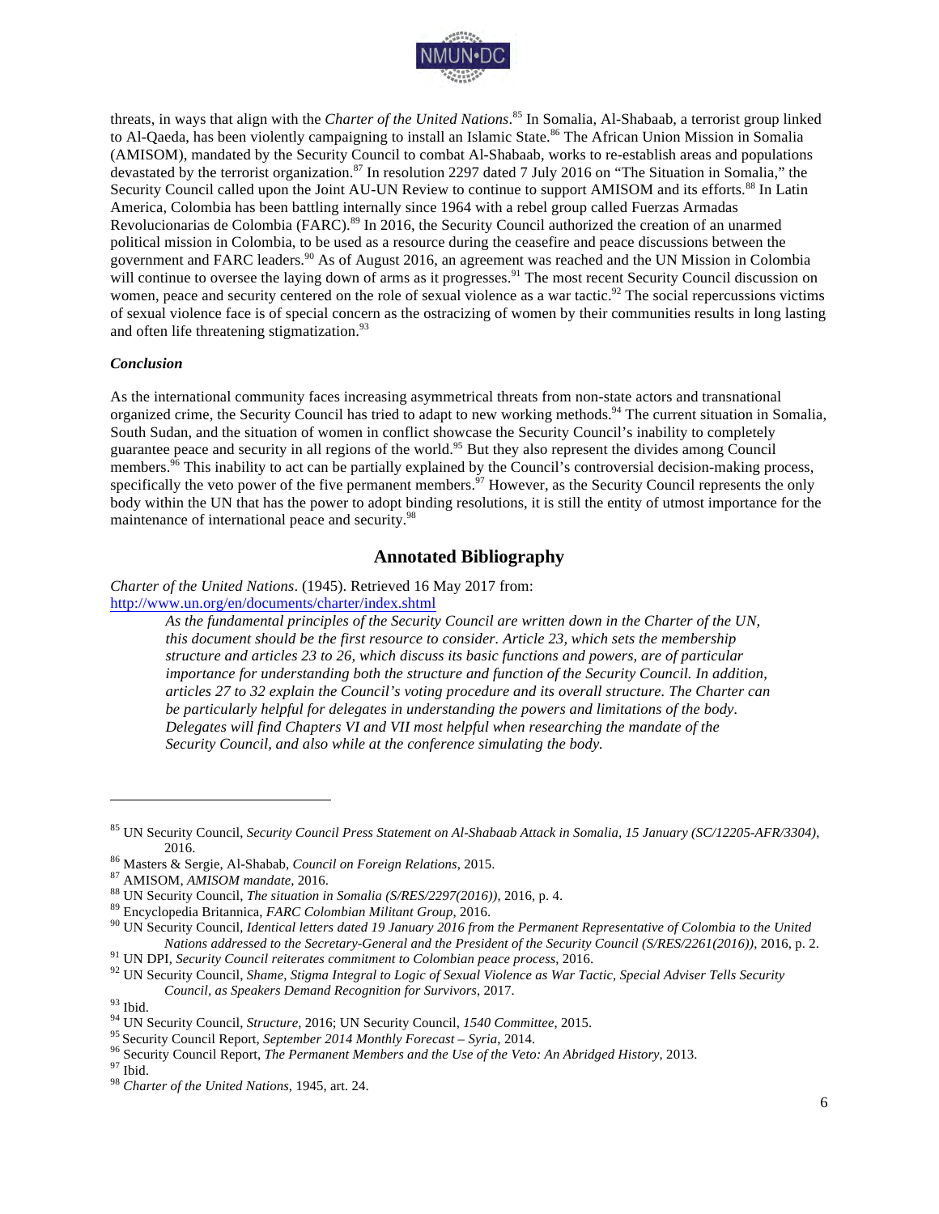threats, in ways that align with the *Charter of the United Nations*.[85] In Somalia, Al-Shabaab, a terrorist group linked to Al-Qaeda, has been violently campaigning to install an Islamic State.[86] The African Union Mission in Somalia (AMISOM), mandated by the Security Council to combat Al-Shabaab, works to re-establish areas and populations devastated by the terrorist organization.[87] In resolution 2297 dated 7 July 2016 on "The Situation in Somalia," the Security Council called upon the Joint AU-UN Review to continue to support AMISOM and its efforts.[88] In Latin America, Colombia has been battling internally since 1964 with a rebel group called Fuerzas Armadas Revolucionarias de Colombia (FARC).[89] In 2016, the Security Council authorized the creation of an unarmed political mission in Colombia, to be used as a resource during the ceasefire and peace discussions between the government and FARC leaders.[90] As of August 2016, an agreement was reached and the UN Mission in Colombia will continue to oversee the laying down of arms as it progresses.[91] The most recent Security Council discussion on women, peace and security centered on the role of sexual violence as a war tactic.[92] The social repercussions victims of sexual violence face is of special concern as the ostracizing of women by their communities results in long lasting and often life threatening stigmatization.[93]

#### *Conclusion*

As the international community faces increasing asymmetrical threats from non-state actors and transnational organized crime, the Security Council has tried to adapt to new working methods.[94] The current situation in Somalia, South Sudan, and the situation of women in conflict showcase the Security Council's inability to completely guarantee peace and security in all regions of the world.[95] But they also represent the divides among Council members.[96] This inability to act can be partially explained by the Council's controversial decision-making process, specifically the veto power of the five permanent members.[97] However, as the Security Council represents the only body within the UN that has the power to adopt binding resolutions, it is still the entity of utmost importance for the maintenance of international peace and security.[98]

## Annotated Bibliography

*Charter of the United Nations*. (1945). Retrieved 16 May 2017 from: http://www.un.org/en/documents/charter/index.shtml

> *As the fundamental principles of the Security Council are written down in the Charter of the UN, this document should be the first resource to consider. Article 23, which sets the membership structure and articles 23 to 26, which discuss its basic functions and powers, are of particular importance for understanding both the structure and function of the Security Council. In addition, articles 27 to 32 explain the Council's voting procedure and its overall structure. The Charter can be particularly helpful for delegates in understanding the powers and limitations of the body. Delegates will find Chapters VI and VII most helpful when researching the mandate of the Security Council, and also while at the conference simulating the body.*

---

[85] UN Security Council, *Security Council Press Statement on Al-Shabaab Attack in Somalia, 15 January (SC/12205-AFR/3304)*, 2016.

[86] Masters & Sergie, Al-Shabab, *Council on Foreign Relations*, 2015.

[87] AMISOM, *AMISOM mandate*, 2016.

[88] UN Security Council, *The situation in Somalia (S/RES/2297(2016))*, 2016, p. 4.

[89] Encyclopedia Britannica, *FARC Colombian Militant Group*, 2016.

[90] UN Security Council, *Identical letters dated 19 January 2016 from the Permanent Representative of Colombia to the United Nations addressed to the Secretary-General and the President of the Security Council (S/RES/2261(2016))*, 2016, p. 2.

[91] UN DPI, *Security Council reiterates commitment to Colombian peace process*, 2016.

[92] UN Security Council, *Shame, Stigma Integral to Logic of Sexual Violence as War Tactic, Special Adviser Tells Security Council, as Speakers Demand Recognition for Survivors*, 2017.

[93] Ibid.

[94] UN Security Council, *Structure*, 2016; UN Security Council, *1540 Committee*, 2015.

[95] Security Council Report, *September 2014 Monthly Forecast – Syria*, 2014.

[96] Security Council Report, *The Permanent Members and the Use of the Veto: An Abridged History*, 2013.

[97] Ibid.

[98] *Charter of the United Nations*, 1945, art. 24.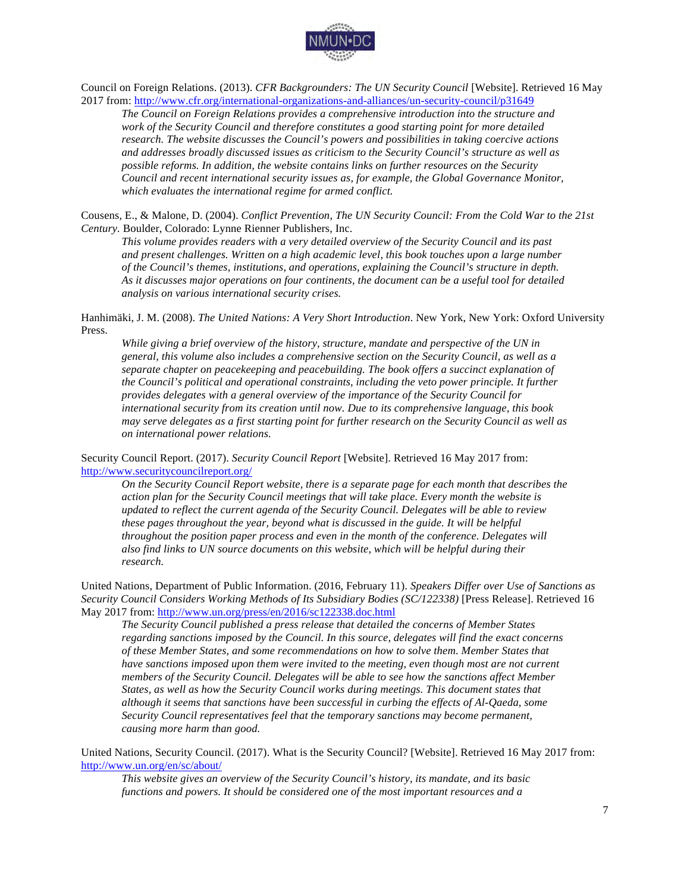Council on Foreign Relations. (2013). *CFR Backgrounders: The UN Security Council* [Website]. Retrieved 16 May 2017 from: http://www.cfr.org/international-organizations-and-alliances/un-security-council/p31649

> *The Council on Foreign Relations provides a comprehensive introduction into the structure and work of the Security Council and therefore constitutes a good starting point for more detailed research. The website discusses the Council's powers and possibilities in taking coercive actions and addresses broadly discussed issues as criticism to the Security Council's structure as well as possible reforms. In addition, the website contains links on further resources on the Security Council and recent international security issues as, for example, the Global Governance Monitor, which evaluates the international regime for armed conflict.*

Cousens, E., & Malone, D. (2004). *Conflict Prevention, The UN Security Council: From the Cold War to the 21st Century.* Boulder, Colorado: Lynne Rienner Publishers, Inc.

> *This volume provides readers with a very detailed overview of the Security Council and its past and present challenges. Written on a high academic level, this book touches upon a large number of the Council's themes, institutions, and operations, explaining the Council's structure in depth. As it discusses major operations on four continents, the document can be a useful tool for detailed analysis on various international security crises.*

Hanhimäki, J. M. (2008). *The United Nations: A Very Short Introduction*. New York, New York: Oxford University Press.

> *While giving a brief overview of the history, structure, mandate and perspective of the UN in general, this volume also includes a comprehensive section on the Security Council, as well as a separate chapter on peacekeeping and peacebuilding. The book offers a succinct explanation of the Council's political and operational constraints, including the veto power principle. It further provides delegates with a general overview of the importance of the Security Council for international security from its creation until now. Due to its comprehensive language, this book may serve delegates as a first starting point for further research on the Security Council as well as on international power relations.*

Security Council Report. (2017). *Security Council Report* [Website]. Retrieved 16 May 2017 from: http://www.securitycouncilreport.org/

> *On the Security Council Report website, there is a separate page for each month that describes the action plan for the Security Council meetings that will take place. Every month the website is updated to reflect the current agenda of the Security Council. Delegates will be able to review these pages throughout the year, beyond what is discussed in the guide. It will be helpful throughout the position paper process and even in the month of the conference. Delegates will also find links to UN source documents on this website, which will be helpful during their research.*

United Nations, Department of Public Information. (2016, February 11). *Speakers Differ over Use of Sanctions as Security Council Considers Working Methods of Its Subsidiary Bodies (SC/122338)* [Press Release]. Retrieved 16 May 2017 from: http://www.un.org/press/en/2016/sc122338.doc.html

> *The Security Council published a press release that detailed the concerns of Member States regarding sanctions imposed by the Council. In this source, delegates will find the exact concerns of these Member States, and some recommendations on how to solve them. Member States that have sanctions imposed upon them were invited to the meeting, even though most are not current members of the Security Council. Delegates will be able to see how the sanctions affect Member States, as well as how the Security Council works during meetings. This document states that although it seems that sanctions have been successful in curbing the effects of Al-Qaeda, some Security Council representatives feel that the temporary sanctions may become permanent, causing more harm than good.*

United Nations, Security Council. (2017). What is the Security Council? [Website]. Retrieved 16 May 2017 from: http://www.un.org/en/sc/about/

> *This website gives an overview of the Security Council's history, its mandate, and its basic functions and powers. It should be considered one of the most important resources and a*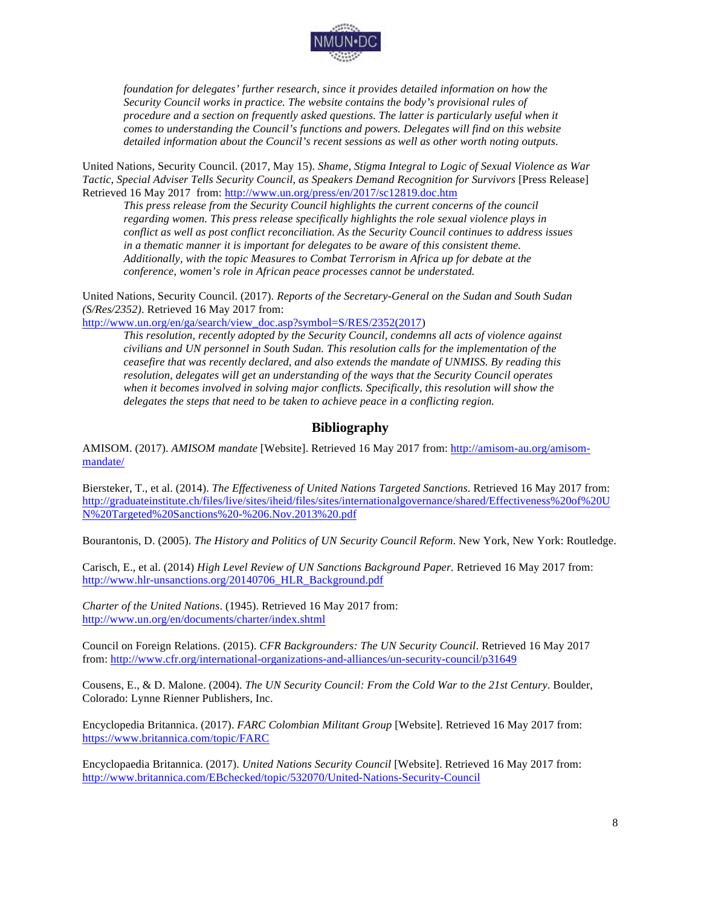*foundation for delegates' further research, since it provides detailed information on how the Security Council works in practice. The website contains the body's provisional rules of procedure and a section on frequently asked questions. The latter is particularly useful when it comes to understanding the Council's functions and powers. Delegates will find on this website detailed information about the Council's recent sessions as well as other worth noting outputs.*

United Nations, Security Council. (2017, May 15). *Shame, Stigma Integral to Logic of Sexual Violence as War Tactic, Special Adviser Tells Security Council, as Speakers Demand Recognition for Survivors* [Press Release] Retrieved 16 May 2017 from: http://www.un.org/press/en/2017/sc12819.doc.htm

*This press release from the Security Council highlights the current concerns of the council regarding women. This press release specifically highlights the role sexual violence plays in conflict as well as post conflict reconciliation. As the Security Council continues to address issues in a thematic manner it is important for delegates to be aware of this consistent theme. Additionally, with the topic Measures to Combat Terrorism in Africa up for debate at the conference, women's role in African peace processes cannot be understated.*

United Nations, Security Council. (2017). *Reports of the Secretary-General on the Sudan and South Sudan (S/Res/2352)*. Retrieved 16 May 2017 from:
http://www.un.org/en/ga/search/view_doc.asp?symbol=S/RES/2352(2017)

*This resolution, recently adopted by the Security Council, condemns all acts of violence against civilians and UN personnel in South Sudan. This resolution calls for the implementation of the ceasefire that was recently declared, and also extends the mandate of UNMISS. By reading this resolution, delegates will get an understanding of the ways that the Security Council operates when it becomes involved in solving major conflicts. Specifically, this resolution will show the delegates the steps that need to be taken to achieve peace in a conflicting region.*

## Bibliography

AMISOM. (2017). *AMISOM mandate* [Website]. Retrieved 16 May 2017 from: http://amisom-au.org/amisom-mandate/

Biersteker, T., et al. (2014). *The Effectiveness of United Nations Targeted Sanctions*. Retrieved 16 May 2017 from: http://graduateinstitute.ch/files/live/sites/iheid/files/sites/internationalgovernance/shared/Effectiveness%20of%20UN%20Targeted%20Sanctions%20-%206.Nov.2013%20.pdf

Bourantonis, D. (2005). *The History and Politics of UN Security Council Reform*. New York, New York: Routledge.

Carisch, E., et al. (2014) *High Level Review of UN Sanctions Background Paper.* Retrieved 16 May 2017 from: http://www.hlr-unsanctions.org/20140706_HLR_Background.pdf

*Charter of the United Nations*. (1945). Retrieved 16 May 2017 from: http://www.un.org/en/documents/charter/index.shtml

Council on Foreign Relations. (2015). *CFR Backgrounders: The UN Security Council*. Retrieved 16 May 2017 from: http://www.cfr.org/international-organizations-and-alliances/un-security-council/p31649

Cousens, E., & D. Malone. (2004). *The UN Security Council: From the Cold War to the 21st Century*. Boulder, Colorado: Lynne Rienner Publishers, Inc.

Encyclopedia Britannica. (2017). *FARC Colombian Militant Group* [Website]. Retrieved 16 May 2017 from: https://www.britannica.com/topic/FARC

Encyclopaedia Britannica. (2017). *United Nations Security Council* [Website]. Retrieved 16 May 2017 from: http://www.britannica.com/EBchecked/topic/532070/United-Nations-Security-Council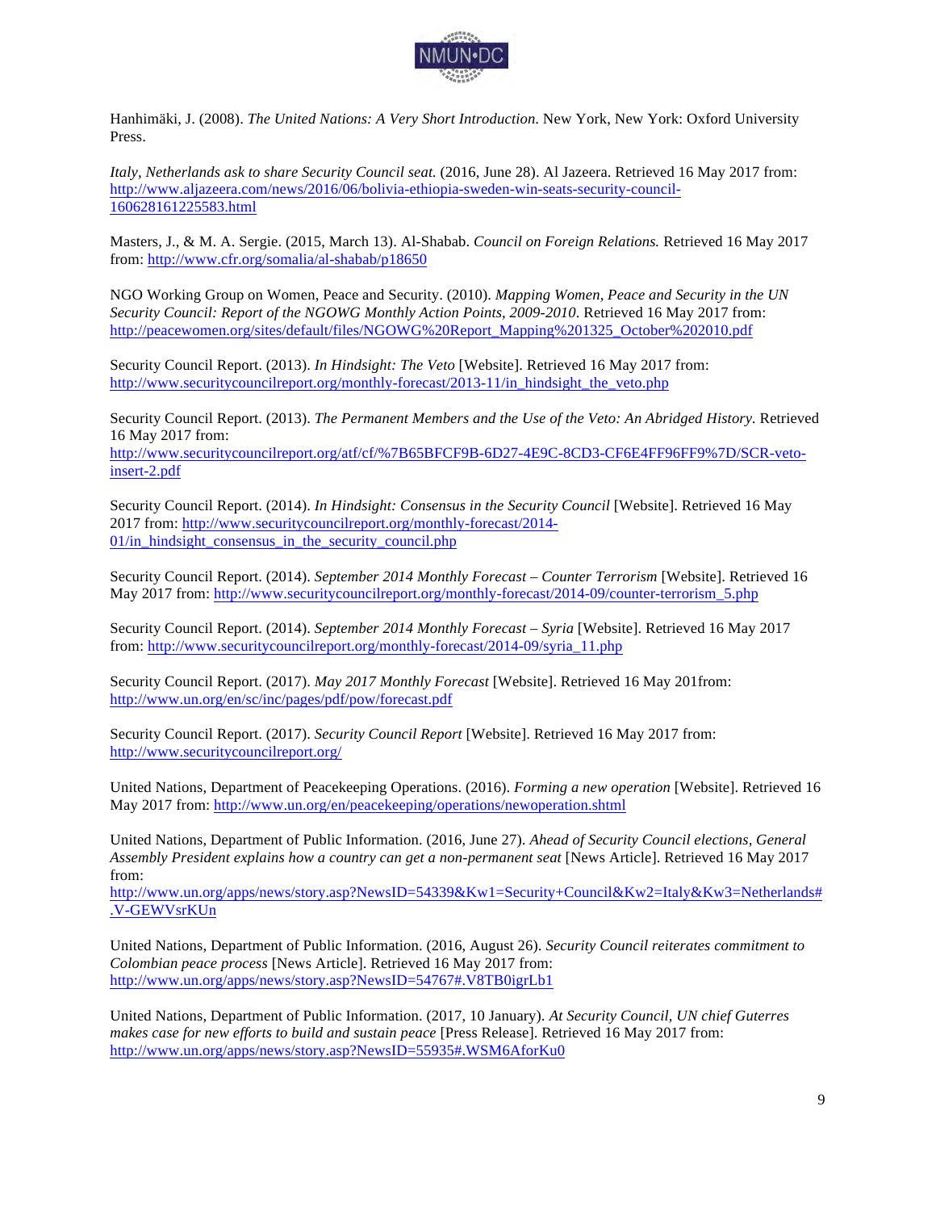Hanhimäki, J. (2008). *The United Nations: A Very Short Introduction.* New York, New York: Oxford University Press.

*Italy, Netherlands ask to share Security Council seat.* (2016, June 28). Al Jazeera. Retrieved 16 May 2017 from: http://www.aljazeera.com/news/2016/06/bolivia-ethiopia-sweden-win-seats-security-council-160628161225583.html

Masters, J., & M. A. Sergie. (2015, March 13). Al-Shabab. *Council on Foreign Relations.* Retrieved 16 May 2017 from: http://www.cfr.org/somalia/al-shabab/p18650

NGO Working Group on Women, Peace and Security. (2010). *Mapping Women, Peace and Security in the UN Security Council: Report of the NGOWG Monthly Action Points, 2009-2010.* Retrieved 16 May 2017 from: http://peacewomen.org/sites/default/files/NGOWG%20Report_Mapping%201325_October%202010.pdf

Security Council Report. (2013). *In Hindsight: The Veto* [Website]. Retrieved 16 May 2017 from: http://www.securitycouncilreport.org/monthly-forecast/2013-11/in_hindsight_the_veto.php

Security Council Report. (2013). *The Permanent Members and the Use of the Veto: An Abridged History.* Retrieved 16 May 2017 from: http://www.securitycouncilreport.org/atf/cf/%7B65BFCF9B-6D27-4E9C-8CD3-CF6E4FF96FF9%7D/SCR-veto-insert-2.pdf

Security Council Report. (2014). *In Hindsight: Consensus in the Security Council* [Website]. Retrieved 16 May 2017 from: http://www.securitycouncilreport.org/monthly-forecast/2014-01/in_hindsight_consensus_in_the_security_council.php

Security Council Report. (2014). *September 2014 Monthly Forecast – Counter Terrorism* [Website]. Retrieved 16 May 2017 from: http://www.securitycouncilreport.org/monthly-forecast/2014-09/counter-terrorism_5.php

Security Council Report. (2014). *September 2014 Monthly Forecast – Syria* [Website]. Retrieved 16 May 2017 from: http://www.securitycouncilreport.org/monthly-forecast/2014-09/syria_11.php

Security Council Report. (2017). *May 2017 Monthly Forecast* [Website]. Retrieved 16 May 201from: http://www.un.org/en/sc/inc/pages/pdf/pow/forecast.pdf

Security Council Report. (2017). *Security Council Report* [Website]. Retrieved 16 May 2017 from: http://www.securitycouncilreport.org/

United Nations, Department of Peacekeeping Operations. (2016). *Forming a new operation* [Website]. Retrieved 16 May 2017 from: http://www.un.org/en/peacekeeping/operations/newoperation.shtml

United Nations, Department of Public Information. (2016, June 27). *Ahead of Security Council elections, General Assembly President explains how a country can get a non-permanent seat* [News Article]. Retrieved 16 May 2017 from: http://www.un.org/apps/news/story.asp?NewsID=54339&Kw1=Security+Council&Kw2=Italy&Kw3=Netherlands#.V-GEWVsrKUn

United Nations, Department of Public Information. (2016, August 26). *Security Council reiterates commitment to Colombian peace process* [News Article]. Retrieved 16 May 2017 from: http://www.un.org/apps/news/story.asp?NewsID=54767#.V8TB0igrLb1

United Nations, Department of Public Information. (2017, 10 January). *At Security Council, UN chief Guterres makes case for new efforts to build and sustain peace* [Press Release]. Retrieved 16 May 2017 from: http://www.un.org/apps/news/story.asp?NewsID=55935#.WSM6AforKu0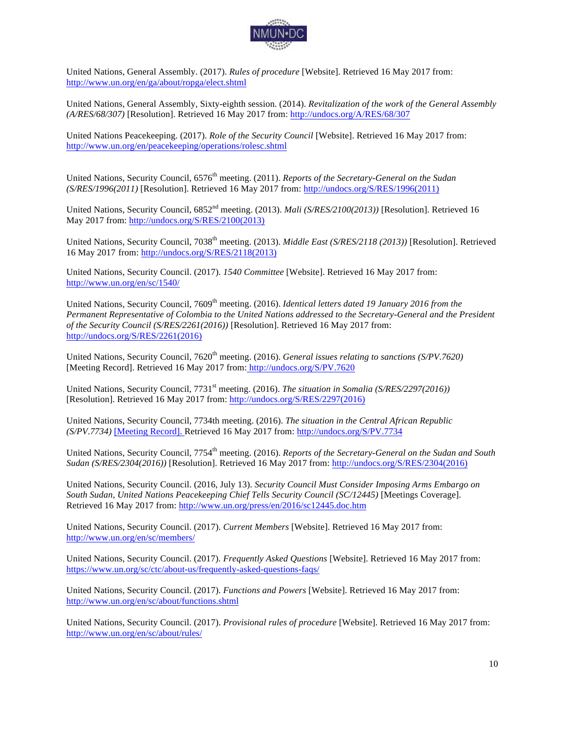United Nations, General Assembly. (2017). *Rules of procedure* [Website]. Retrieved 16 May 2017 from: http://www.un.org/en/ga/about/ropga/elect.shtml

United Nations, General Assembly, Sixty-eighth session. (2014). *Revitalization of the work of the General Assembly (A/RES/68/307)* [Resolution]. Retrieved 16 May 2017 from: http://undocs.org/A/RES/68/307

United Nations Peacekeeping. (2017). *Role of the Security Council* [Website]. Retrieved 16 May 2017 from: http://www.un.org/en/peacekeeping/operations/rolesc.shtml

United Nations, Security Council, 6576th meeting. (2011). *Reports of the Secretary-General on the Sudan (S/RES/1996(2011)* [Resolution]. Retrieved 16 May 2017 from: http://undocs.org/S/RES/1996(2011)

United Nations, Security Council, 6852nd meeting. (2013). *Mali (S/RES/2100(2013))* [Resolution]. Retrieved 16 May 2017 from: http://undocs.org/S/RES/2100(2013)

United Nations, Security Council, 7038th meeting. (2013). *Middle East (S/RES/2118 (2013))* [Resolution]. Retrieved 16 May 2017 from: http://undocs.org/S/RES/2118(2013)

United Nations, Security Council. (2017). *1540 Committee* [Website]. Retrieved 16 May 2017 from: http://www.un.org/en/sc/1540/

United Nations, Security Council, 7609th meeting. (2016). *Identical letters dated 19 January 2016 from the Permanent Representative of Colombia to the United Nations addressed to the Secretary-General and the President of the Security Council (S/RES/2261(2016))* [Resolution]. Retrieved 16 May 2017 from: http://undocs.org/S/RES/2261(2016)

United Nations, Security Council, 7620th meeting. (2016). *General issues relating to sanctions (S/PV.7620)* [Meeting Record]. Retrieved 16 May 2017 from: http://undocs.org/S/PV.7620

United Nations, Security Council, 7731st meeting. (2016). *The situation in Somalia (S/RES/2297(2016))* [Resolution]. Retrieved 16 May 2017 from: http://undocs.org/S/RES/2297(2016)

United Nations, Security Council, 7734th meeting. (2016). *The situation in the Central African Republic (S/PV.7734)* [Meeting Record]. Retrieved 16 May 2017 from: http://undocs.org/S/PV.7734

United Nations, Security Council, 7754th meeting. (2016). *Reports of the Secretary-General on the Sudan and South Sudan (S/RES/2304(2016))* [Resolution]. Retrieved 16 May 2017 from: http://undocs.org/S/RES/2304(2016)

United Nations, Security Council. (2016, July 13). *Security Council Must Consider Imposing Arms Embargo on South Sudan, United Nations Peacekeeping Chief Tells Security Council (SC/12445)* [Meetings Coverage]. Retrieved 16 May 2017 from: http://www.un.org/press/en/2016/sc12445.doc.htm

United Nations, Security Council. (2017). *Current Members* [Website]. Retrieved 16 May 2017 from: http://www.un.org/en/sc/members/

United Nations, Security Council. (2017). *Frequently Asked Questions* [Website]. Retrieved 16 May 2017 from: https://www.un.org/sc/ctc/about-us/frequently-asked-questions-faqs/

United Nations, Security Council. (2017). *Functions and Powers* [Website]. Retrieved 16 May 2017 from: http://www.un.org/en/sc/about/functions.shtml

United Nations, Security Council. (2017). *Provisional rules of procedure* [Website]. Retrieved 16 May 2017 from: http://www.un.org/en/sc/about/rules/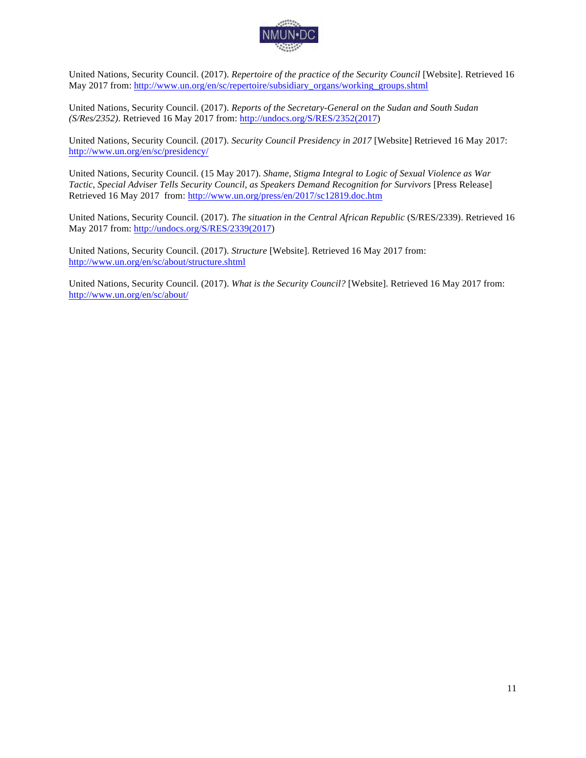United Nations, Security Council. (2017). *Repertoire of the practice of the Security Council* [Website]. Retrieved 16 May 2017 from: http://www.un.org/en/sc/repertoire/subsidiary_organs/working_groups.shtml

United Nations, Security Council. (2017). *Reports of the Secretary-General on the Sudan and South Sudan (S/Res/2352)*. Retrieved 16 May 2017 from: http://undocs.org/S/RES/2352(2017)

United Nations, Security Council. (2017). *Security Council Presidency in 2017* [Website] Retrieved 16 May 2017: http://www.un.org/en/sc/presidency/

United Nations, Security Council. (15 May 2017). *Shame, Stigma Integral to Logic of Sexual Violence as War Tactic, Special Adviser Tells Security Council, as Speakers Demand Recognition for Survivors* [Press Release] Retrieved 16 May 2017 from: http://www.un.org/press/en/2017/sc12819.doc.htm

United Nations, Security Council. (2017). *The situation in the Central African Republic* (S/RES/2339). Retrieved 16 May 2017 from: http://undocs.org/S/RES/2339(2017)

United Nations, Security Council. (2017). *Structure* [Website]. Retrieved 16 May 2017 from: http://www.un.org/en/sc/about/structure.shtml

United Nations, Security Council. (2017). *What is the Security Council?* [Website]. Retrieved 16 May 2017 from: http://www.un.org/en/sc/about/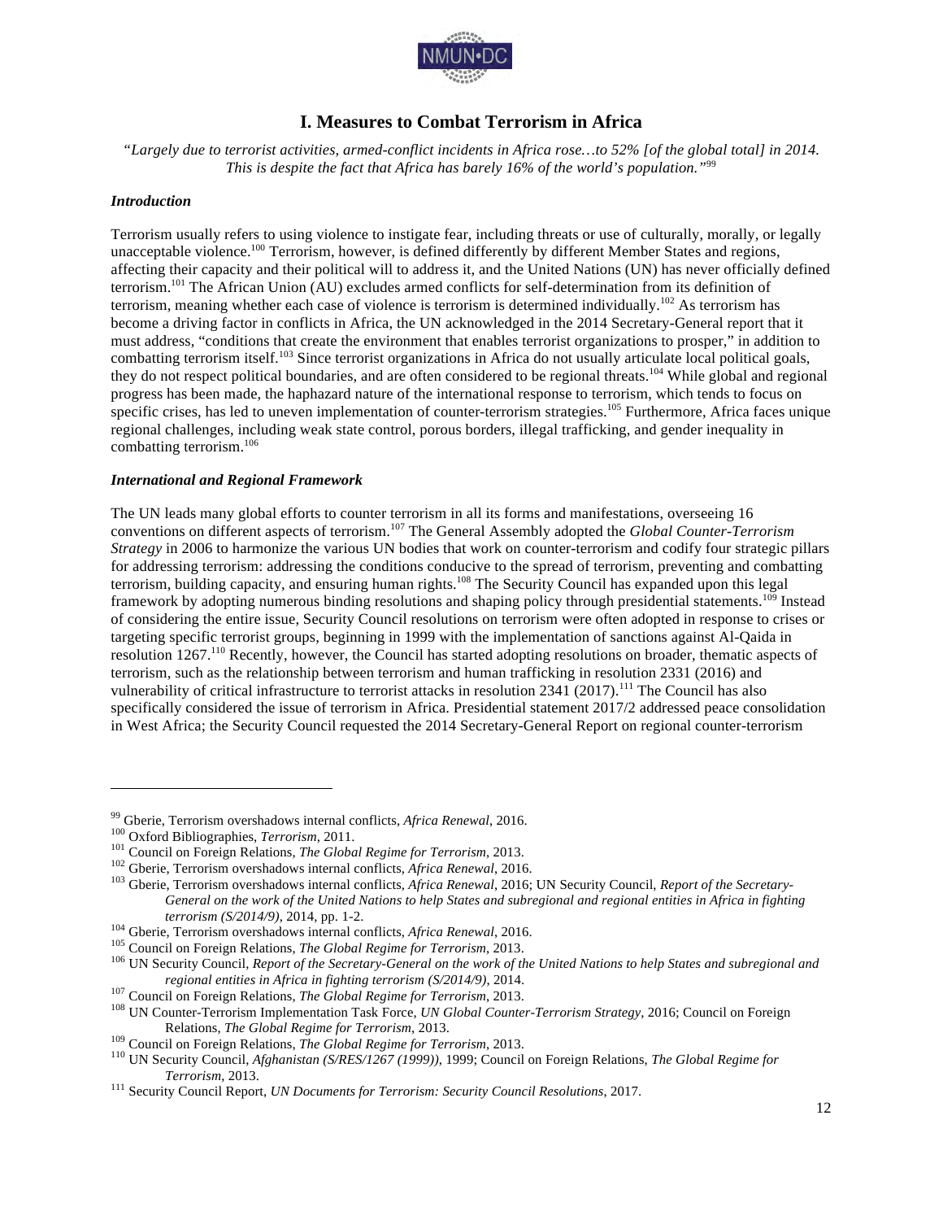# I. Measures to Combat Terrorism in Africa

*"Largely due to terrorist activities, armed-conflict incidents in Africa rose…to 52% [of the global total] in 2014. This is despite the fact that Africa has barely 16% of the world's population."*[99]

### *Introduction*

Terrorism usually refers to using violence to instigate fear, including threats or use of culturally, morally, or legally unacceptable violence.[100] Terrorism, however, is defined differently by different Member States and regions, affecting their capacity and their political will to address it, and the United Nations (UN) has never officially defined terrorism.[101] The African Union (AU) excludes armed conflicts for self-determination from its definition of terrorism, meaning whether each case of violence is terrorism is determined individually.[102] As terrorism has become a driving factor in conflicts in Africa, the UN acknowledged in the 2014 Secretary-General report that it must address, "conditions that create the environment that enables terrorist organizations to prosper," in addition to combatting terrorism itself.[103] Since terrorist organizations in Africa do not usually articulate local political goals, they do not respect political boundaries, and are often considered to be regional threats.[104] While global and regional progress has been made, the haphazard nature of the international response to terrorism, which tends to focus on specific crises, has led to uneven implementation of counter-terrorism strategies.[105] Furthermore, Africa faces unique regional challenges, including weak state control, porous borders, illegal trafficking, and gender inequality in combatting terrorism.[106]

### *International and Regional Framework*

The UN leads many global efforts to counter terrorism in all its forms and manifestations, overseeing 16 conventions on different aspects of terrorism.[107] The General Assembly adopted the *Global Counter-Terrorism Strategy* in 2006 to harmonize the various UN bodies that work on counter-terrorism and codify four strategic pillars for addressing terrorism: addressing the conditions conducive to the spread of terrorism, preventing and combatting terrorism, building capacity, and ensuring human rights.[108] The Security Council has expanded upon this legal framework by adopting numerous binding resolutions and shaping policy through presidential statements.[109] Instead of considering the entire issue, Security Council resolutions on terrorism were often adopted in response to crises or targeting specific terrorist groups, beginning in 1999 with the implementation of sanctions against Al-Qaida in resolution 1267.[110] Recently, however, the Council has started adopting resolutions on broader, thematic aspects of terrorism, such as the relationship between terrorism and human trafficking in resolution 2331 (2016) and vulnerability of critical infrastructure to terrorist attacks in resolution 2341 (2017).[111] The Council has also specifically considered the issue of terrorism in Africa. Presidential statement 2017/2 addressed peace consolidation in West Africa; the Security Council requested the 2014 Secretary-General Report on regional counter-terrorism

---

[99] Gberie, Terrorism overshadows internal conflicts, *Africa Renewal*, 2016.

[100] Oxford Bibliographies, *Terrorism*, 2011.

[101] Council on Foreign Relations, *The Global Regime for Terrorism*, 2013.

[102] Gberie, Terrorism overshadows internal conflicts, *Africa Renewal*, 2016.

[103] Gberie, Terrorism overshadows internal conflicts, *Africa Renewal*, 2016; UN Security Council, *Report of the Secretary-General on the work of the United Nations to help States and subregional and regional entities in Africa in fighting terrorism (S/2014/9)*, 2014, pp. 1-2.

[104] Gberie, Terrorism overshadows internal conflicts, *Africa Renewal*, 2016.

[105] Council on Foreign Relations, *The Global Regime for Terrorism*, 2013.

[106] UN Security Council, *Report of the Secretary-General on the work of the United Nations to help States and subregional and regional entities in Africa in fighting terrorism (S/2014/9)*, 2014.

[107] Council on Foreign Relations, *The Global Regime for Terrorism*, 2013.

[108] UN Counter-Terrorism Implementation Task Force, *UN Global Counter-Terrorism Strategy*, 2016; Council on Foreign Relations, *The Global Regime for Terrorism*, 2013.

[109] Council on Foreign Relations, *The Global Regime for Terrorism*, 2013.

[110] UN Security Council, *Afghanistan (S/RES/1267 (1999))*, 1999; Council on Foreign Relations, *The Global Regime for Terrorism*, 2013.

[111] Security Council Report, *UN Documents for Terrorism: Security Council Resolutions*, 2017.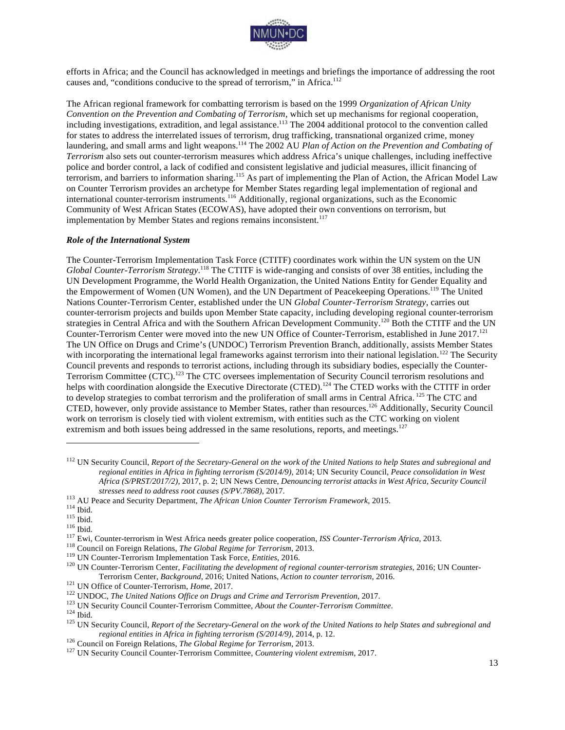efforts in Africa; and the Council has acknowledged in meetings and briefings the importance of addressing the root causes and, "conditions conducive to the spread of terrorism," in Africa.[112]

The African regional framework for combatting terrorism is based on the 1999 *Organization of African Unity Convention on the Prevention and Combating of Terrorism*, which set up mechanisms for regional cooperation, including investigations, extradition, and legal assistance.[113] The 2004 additional protocol to the convention called for states to address the interrelated issues of terrorism, drug trafficking, transnational organized crime, money laundering, and small arms and light weapons.[114] The 2002 AU *Plan of Action on the Prevention and Combating of Terrorism* also sets out counter-terrorism measures which address Africa's unique challenges, including ineffective police and border control, a lack of codified and consistent legislative and judicial measures, illicit financing of terrorism, and barriers to information sharing.[115] As part of implementing the Plan of Action, the African Model Law on Counter Terrorism provides an archetype for Member States regarding legal implementation of regional and international counter-terrorism instruments.[116] Additionally, regional organizations, such as the Economic Community of West African States (ECOWAS), have adopted their own conventions on terrorism, but implementation by Member States and regions remains inconsistent.[117]

### *Role of the International System*

The Counter-Terrorism Implementation Task Force (CTITF) coordinates work within the UN system on the UN *Global Counter-Terrorism Strategy*.[118] The CTITF is wide-ranging and consists of over 38 entities, including the UN Development Programme, the World Health Organization, the United Nations Entity for Gender Equality and the Empowerment of Women (UN Women), and the UN Department of Peacekeeping Operations.[119] The United Nations Counter-Terrorism Center, established under the UN *Global Counter-Terrorism Strategy*, carries out counter-terrorism projects and builds upon Member State capacity, including developing regional counter-terrorism strategies in Central Africa and with the Southern African Development Community.[120] Both the CTITF and the UN Counter-Terrorism Center were moved into the new UN Office of Counter-Terrorism, established in June 2017.[121] The UN Office on Drugs and Crime's (UNDOC) Terrorism Prevention Branch, additionally, assists Member States with incorporating the international legal frameworks against terrorism into their national legislation.[122] The Security Council prevents and responds to terrorist actions, including through its subsidiary bodies, especially the Counter-Terrorism Committee (CTC).[123] The CTC oversees implementation of Security Council terrorism resolutions and helps with coordination alongside the Executive Directorate (CTED).[124] The CTED works with the CTITF in order to develop strategies to combat terrorism and the proliferation of small arms in Central Africa.[125] The CTC and CTED, however, only provide assistance to Member States, rather than resources.[126] Additionally, Security Council work on terrorism is closely tied with violent extremism, with entities such as the CTC working on violent extremism and both issues being addressed in the same resolutions, reports, and meetings.[127]

---

[112] UN Security Council, *Report of the Secretary-General on the work of the United Nations to help States and subregional and regional entities in Africa in fighting terrorism (S/2014/9)*, 2014; UN Security Council, *Peace consolidation in West Africa (S/PRST/2017/2)*, 2017, p. 2; UN News Centre, *Denouncing terrorist attacks in West Africa, Security Council stresses need to address root causes (S/PV.7868)*, 2017.

[113] AU Peace and Security Department, *The African Union Counter Terrorism Framework*, 2015.

[114] Ibid.

[115] Ibid.

[116] Ibid.

[117] Ewi, Counter-terrorism in West Africa needs greater police cooperation, *ISS Counter-Terrorism Africa*, 2013.

[118] Council on Foreign Relations, *The Global Regime for Terrorism*, 2013.

[119] UN Counter-Terrorism Implementation Task Force, *Entities*, 2016.

[120] UN Counter-Terrorism Center, *Facilitating the development of regional counter-terrorism strategies*, 2016; UN Counter-Terrorism Center, *Background*, 2016; United Nations, *Action to counter terrorism*, 2016.

[121] UN Office of Counter-Terrorism, *Home*, 2017.

[122] UNDOC, *The United Nations Office on Drugs and Crime and Terrorism Prevention*, 2017.

[123] UN Security Council Counter-Terrorism Committee, *About the Counter-Terrorism Committee*.

[124] Ibid.

[125] UN Security Council, *Report of the Secretary-General on the work of the United Nations to help States and subregional and regional entities in Africa in fighting terrorism (S/2014/9)*, 2014, p. 12.

[126] Council on Foreign Relations, *The Global Regime for Terrorism*, 2013.

[127] UN Security Council Counter-Terrorism Committee, *Countering violent extremism*, 2017.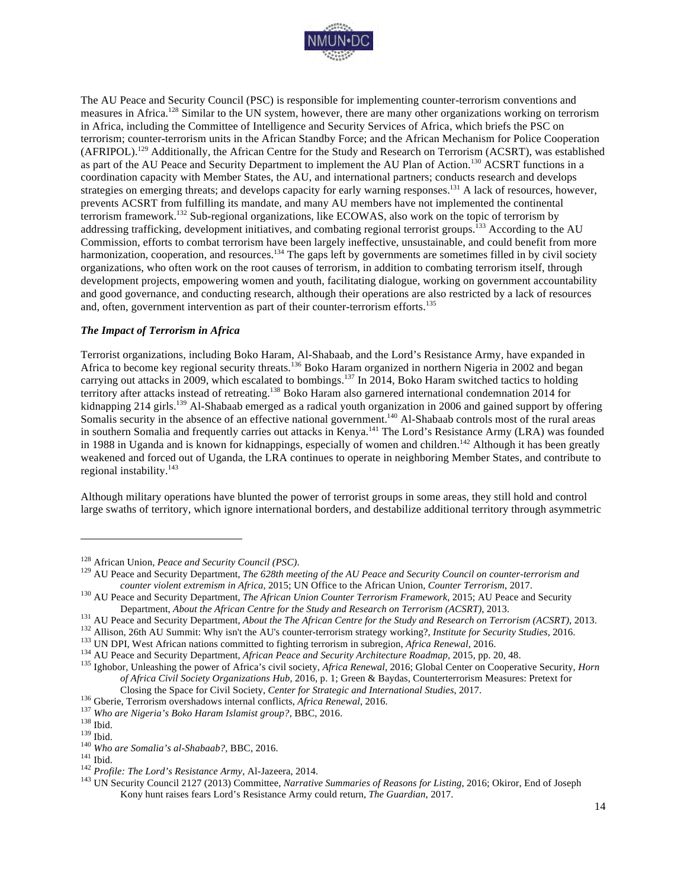The AU Peace and Security Council (PSC) is responsible for implementing counter-terrorism conventions and measures in Africa.[128] Similar to the UN system, however, there are many other organizations working on terrorism in Africa, including the Committee of Intelligence and Security Services of Africa, which briefs the PSC on terrorism; counter-terrorism units in the African Standby Force; and the African Mechanism for Police Cooperation (AFRIPOL).[129] Additionally, the African Centre for the Study and Research on Terrorism (ACSRT), was established as part of the AU Peace and Security Department to implement the AU Plan of Action.[130] ACSRT functions in a coordination capacity with Member States, the AU, and international partners; conducts research and develops strategies on emerging threats; and develops capacity for early warning responses.[131] A lack of resources, however, prevents ACSRT from fulfilling its mandate, and many AU members have not implemented the continental terrorism framework.[132] Sub-regional organizations, like ECOWAS, also work on the topic of terrorism by addressing trafficking, development initiatives, and combating regional terrorist groups.[133] According to the AU Commission, efforts to combat terrorism have been largely ineffective, unsustainable, and could benefit from more harmonization, cooperation, and resources.[134] The gaps left by governments are sometimes filled in by civil society organizations, who often work on the root causes of terrorism, in addition to combating terrorism itself, through development projects, empowering women and youth, facilitating dialogue, working on government accountability and good governance, and conducting research, although their operations are also restricted by a lack of resources and, often, government intervention as part of their counter-terrorism efforts.[135]

### *The Impact of Terrorism in Africa*

Terrorist organizations, including Boko Haram, Al-Shabaab, and the Lord's Resistance Army, have expanded in Africa to become key regional security threats.[136] Boko Haram organized in northern Nigeria in 2002 and began carrying out attacks in 2009, which escalated to bombings.[137] In 2014, Boko Haram switched tactics to holding territory after attacks instead of retreating.[138] Boko Haram also garnered international condemnation 2014 for kidnapping 214 girls.[139] Al-Shabaab emerged as a radical youth organization in 2006 and gained support by offering Somalis security in the absence of an effective national government.[140] Al-Shabaab controls most of the rural areas in southern Somalia and frequently carries out attacks in Kenya.[141] The Lord's Resistance Army (LRA) was founded in 1988 in Uganda and is known for kidnappings, especially of women and children.[142] Although it has been greatly weakened and forced out of Uganda, the LRA continues to operate in neighboring Member States, and contribute to regional instability.[143]

Although military operations have blunted the power of terrorist groups in some areas, they still hold and control large swaths of territory, which ignore international borders, and destabilize additional territory through asymmetric

---

[128] African Union, *Peace and Security Council (PSC)*.

[129] AU Peace and Security Department, *The 628th meeting of the AU Peace and Security Council on counter-terrorism and counter violent extremism in Africa*, 2015; UN Office to the African Union, *Counter Terrorism*, 2017.

[130] AU Peace and Security Department, *The African Union Counter Terrorism Framework*, 2015; AU Peace and Security Department, *About the African Centre for the Study and Research on Terrorism (ACSRT)*, 2013.

[131] AU Peace and Security Department, *About the The African Centre for the Study and Research on Terrorism (ACSRT)*, 2013.

[132] Allison, 26th AU Summit: Why isn't the AU's counter-terrorism strategy working?, *Institute for Security Studies*, 2016.

[133] UN DPI, West African nations committed to fighting terrorism in subregion, *Africa Renewal*, 2016.

[134] AU Peace and Security Department, *African Peace and Security Architecture Roadmap*, 2015, pp. 20, 48.

[135] Ighobor, Unleashing the power of Africa's civil society, *Africa Renewal*, 2016; Global Center on Cooperative Security, *Horn of Africa Civil Society Organizations Hub*, 2016, p. 1; Green & Baydas, Counterterrorism Measures: Pretext for Closing the Space for Civil Society, *Center for Strategic and International Studies*, 2017.

[136] Gberie, Terrorism overshadows internal conflicts, *Africa Renewal*, 2016.

[137] *Who are Nigeria's Boko Haram Islamist group?*, BBC, 2016.

[138] Ibid.

[139] Ibid.

[140] *Who are Somalia's al-Shabaab?*, BBC, 2016.

[141] Ibid.

[142] *Profile: The Lord's Resistance Army*, Al-Jazeera, 2014.

[143] UN Security Council 2127 (2013) Committee, *Narrative Summaries of Reasons for Listing*, 2016; Okiror, End of Joseph Kony hunt raises fears Lord's Resistance Army could return, *The Guardian*, 2017.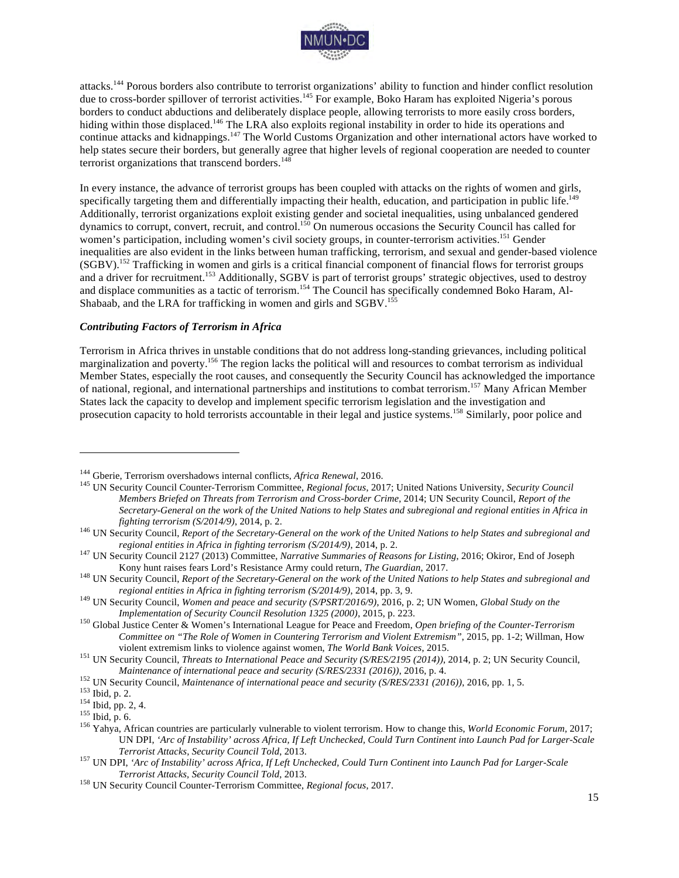attacks.[144] Porous borders also contribute to terrorist organizations' ability to function and hinder conflict resolution due to cross-border spillover of terrorist activities.[145] For example, Boko Haram has exploited Nigeria's porous borders to conduct abductions and deliberately displace people, allowing terrorists to more easily cross borders, hiding within those displaced.[146] The LRA also exploits regional instability in order to hide its operations and continue attacks and kidnappings.[147] The World Customs Organization and other international actors have worked to help states secure their borders, but generally agree that higher levels of regional cooperation are needed to counter terrorist organizations that transcend borders.[148]

In every instance, the advance of terrorist groups has been coupled with attacks on the rights of women and girls, specifically targeting them and differentially impacting their health, education, and participation in public life.[149] Additionally, terrorist organizations exploit existing gender and societal inequalities, using unbalanced gendered dynamics to corrupt, convert, recruit, and control.[150] On numerous occasions the Security Council has called for women's participation, including women's civil society groups, in counter-terrorism activities.[151] Gender inequalities are also evident in the links between human trafficking, terrorism, and sexual and gender-based violence (SGBV).[152] Trafficking in women and girls is a critical financial component of financial flows for terrorist groups and a driver for recruitment.[153] Additionally, SGBV is part of terrorist groups' strategic objectives, used to destroy and displace communities as a tactic of terrorism.[154] The Council has specifically condemned Boko Haram, Al-Shabaab, and the LRA for trafficking in women and girls and SGBV.[155]

### *Contributing Factors of Terrorism in Africa*

Terrorism in Africa thrives in unstable conditions that do not address long-standing grievances, including political marginalization and poverty.[156] The region lacks the political will and resources to combat terrorism as individual Member States, especially the root causes, and consequently the Security Council has acknowledged the importance of national, regional, and international partnerships and institutions to combat terrorism.[157] Many African Member States lack the capacity to develop and implement specific terrorism legislation and the investigation and prosecution capacity to hold terrorists accountable in their legal and justice systems.[158] Similarly, poor police and

---

[144] Gberie, Terrorism overshadows internal conflicts, *Africa Renewal*, 2016.

[145] UN Security Council Counter-Terrorism Committee, *Regional focus*, 2017; United Nations University, *Security Council Members Briefed on Threats from Terrorism and Cross-border Crime*, 2014; UN Security Council, *Report of the Secretary-General on the work of the United Nations to help States and subregional and regional entities in Africa in fighting terrorism (S/2014/9)*, 2014, p. 2.

[146] UN Security Council, *Report of the Secretary-General on the work of the United Nations to help States and subregional and regional entities in Africa in fighting terrorism (S/2014/9)*, 2014, p. 2.

[147] UN Security Council 2127 (2013) Committee, *Narrative Summaries of Reasons for Listing*, 2016; Okiror, End of Joseph Kony hunt raises fears Lord's Resistance Army could return, *The Guardian*, 2017.

[148] UN Security Council, *Report of the Secretary-General on the work of the United Nations to help States and subregional and regional entities in Africa in fighting terrorism (S/2014/9)*, 2014, pp. 3, 9.

[149] UN Security Council, *Women and peace and security (S/PSRT/2016/9)*, 2016, p. 2; UN Women, *Global Study on the Implementation of Security Council Resolution 1325 (2000)*, 2015, p. 223.

[150] Global Justice Center & Women's International League for Peace and Freedom, *Open briefing of the Counter-Terrorism Committee on "The Role of Women in Countering Terrorism and Violent Extremism"*, 2015, pp. 1-2; Willman, How violent extremism links to violence against women, *The World Bank Voices*, 2015.

[151] UN Security Council, *Threats to International Peace and Security (S/RES/2195 (2014))*, 2014, p. 2; UN Security Council, *Maintenance of international peace and security (S/RES/2331 (2016))*, 2016, p. 4.

[152] UN Security Council, *Maintenance of international peace and security (S/RES/2331 (2016))*, 2016, pp. 1, 5.

[153] Ibid, p. 2.

[154] Ibid, pp. 2, 4.

[155] Ibid, p. 6.

[156] Yahya, African countries are particularly vulnerable to violent terrorism. How to change this, *World Economic Forum*, 2017; UN DPI, *'Arc of Instability' across Africa, If Left Unchecked, Could Turn Continent into Launch Pad for Larger-Scale Terrorist Attacks, Security Council Told*, 2013.

[157] UN DPI, *'Arc of Instability' across Africa, If Left Unchecked, Could Turn Continent into Launch Pad for Larger-Scale Terrorist Attacks, Security Council Told*, 2013.

[158] UN Security Council Counter-Terrorism Committee, *Regional focus*, 2017.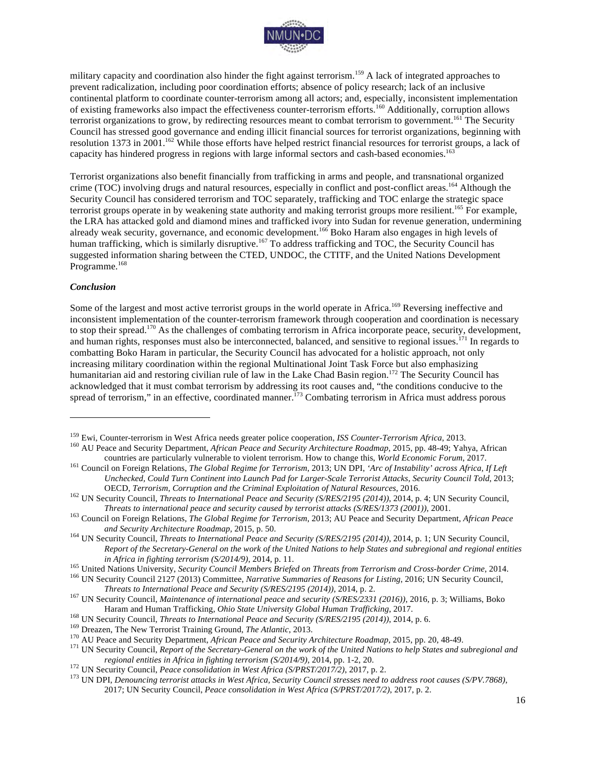military capacity and coordination also hinder the fight against terrorism.[159] A lack of integrated approaches to prevent radicalization, including poor coordination efforts; absence of policy research; lack of an inclusive continental platform to coordinate counter-terrorism among all actors; and, especially, inconsistent implementation of existing frameworks also impact the effectiveness counter-terrorism efforts.[160] Additionally, corruption allows terrorist organizations to grow, by redirecting resources meant to combat terrorism to government.[161] The Security Council has stressed good governance and ending illicit financial sources for terrorist organizations, beginning with resolution 1373 in 2001.[162] While those efforts have helped restrict financial resources for terrorist groups, a lack of capacity has hindered progress in regions with large informal sectors and cash-based economies.[163]

Terrorist organizations also benefit financially from trafficking in arms and people, and transnational organized crime (TOC) involving drugs and natural resources, especially in conflict and post-conflict areas.[164] Although the Security Council has considered terrorism and TOC separately, trafficking and TOC enlarge the strategic space terrorist groups operate in by weakening state authority and making terrorist groups more resilient.[165] For example, the LRA has attacked gold and diamond mines and trafficked ivory into Sudan for revenue generation, undermining already weak security, governance, and economic development.[166] Boko Haram also engages in high levels of human trafficking, which is similarly disruptive.[167] To address trafficking and TOC, the Security Council has suggested information sharing between the CTED, UNDOC, the CTITF, and the United Nations Development Programme.[168]

### *Conclusion*

Some of the largest and most active terrorist groups in the world operate in Africa.[169] Reversing ineffective and inconsistent implementation of the counter-terrorism framework through cooperation and coordination is necessary to stop their spread.[170] As the challenges of combating terrorism in Africa incorporate peace, security, development, and human rights, responses must also be interconnected, balanced, and sensitive to regional issues.[171] In regards to combatting Boko Haram in particular, the Security Council has advocated for a holistic approach, not only increasing military coordination within the regional Multinational Joint Task Force but also emphasizing humanitarian aid and restoring civilian rule of law in the Lake Chad Basin region.[172] The Security Council has acknowledged that it must combat terrorism by addressing its root causes and, "the conditions conducive to the spread of terrorism," in an effective, coordinated manner.[173] Combating terrorism in Africa must address porous

---

[159] Ewi, Counter-terrorism in West Africa needs greater police cooperation, *ISS Counter-Terrorism Africa*, 2013.

[160] AU Peace and Security Department, *African Peace and Security Architecture Roadmap*, 2015, pp. 48-49; Yahya, African countries are particularly vulnerable to violent terrorism. How to change this, *World Economic Forum*, 2017.

[161] Council on Foreign Relations, *The Global Regime for Terrorism*, 2013; UN DPI, *'Arc of Instability' across Africa, If Left Unchecked, Could Turn Continent into Launch Pad for Larger-Scale Terrorist Attacks, Security Council Told*, 2013; OECD, *Terrorism, Corruption and the Criminal Exploitation of Natural Resources*, 2016.

[162] UN Security Council, *Threats to International Peace and Security (S/RES/2195 (2014))*, 2014, p. 4; UN Security Council, *Threats to international peace and security caused by terrorist attacks (S/RES/1373 (2001))*, 2001.

[163] Council on Foreign Relations, *The Global Regime for Terrorism*, 2013; AU Peace and Security Department, *African Peace and Security Architecture Roadmap*, 2015, p. 50.

[164] UN Security Council, *Threats to International Peace and Security (S/RES/2195 (2014))*, 2014, p. 1; UN Security Council, *Report of the Secretary-General on the work of the United Nations to help States and subregional and regional entities in Africa in fighting terrorism (S/2014/9)*, 2014, p. 11.

[165] United Nations University, *Security Council Members Briefed on Threats from Terrorism and Cross-border Crime*, 2014.

[166] UN Security Council 2127 (2013) Committee, *Narrative Summaries of Reasons for Listing*, 2016; UN Security Council, *Threats to International Peace and Security (S/RES/2195 (2014))*, 2014, p. 2.

[167] UN Security Council, *Maintenance of international peace and security (S/RES/2331 (2016))*, 2016, p. 3; Williams, Boko Haram and Human Trafficking, *Ohio State University Global Human Trafficking*, 2017.

[168] UN Security Council, *Threats to International Peace and Security (S/RES/2195 (2014))*, 2014, p. 6.

[169] Dreazen, The New Terrorist Training Ground, *The Atlantic*, 2013.

[170] AU Peace and Security Department, *African Peace and Security Architecture Roadmap*, 2015, pp. 20, 48-49.

[171] UN Security Council, *Report of the Secretary-General on the work of the United Nations to help States and subregional and regional entities in Africa in fighting terrorism (S/2014/9)*, 2014, pp. 1-2, 20.

[172] UN Security Council, *Peace consolidation in West Africa (S/PRST/2017/2)*, 2017, p. 2.

[173] UN DPI, *Denouncing terrorist attacks in West Africa, Security Council stresses need to address root causes (S/PV.7868)*, 2017; UN Security Council, *Peace consolidation in West Africa (S/PRST/2017/2)*, 2017, p. 2.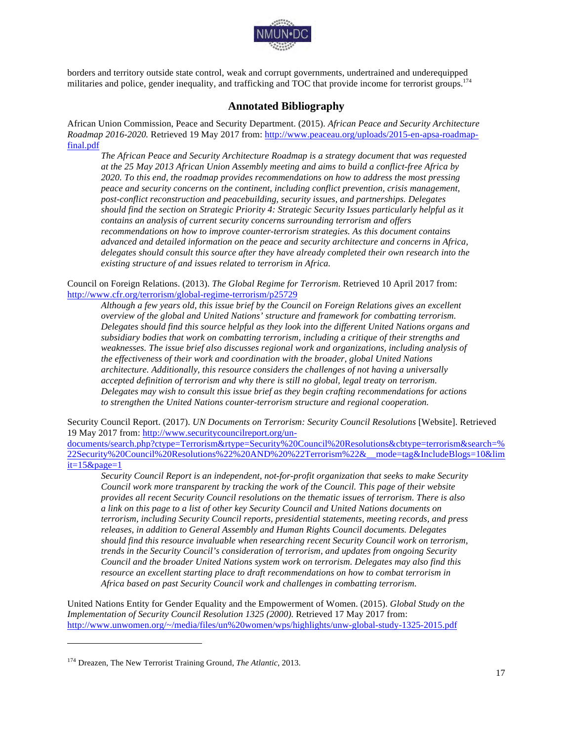borders and territory outside state control, weak and corrupt governments, undertrained and underequipped militaries and police, gender inequality, and trafficking and TOC that provide income for terrorist groups.[174]

## Annotated Bibliography

African Union Commission, Peace and Security Department. (2015). *African Peace and Security Architecture Roadmap 2016-2020.* Retrieved 19 May 2017 from: http://www.peaceau.org/uploads/2015-en-apsa-roadmap-final.pdf

> *The African Peace and Security Architecture Roadmap is a strategy document that was requested at the 25 May 2013 African Union Assembly meeting and aims to build a conflict-free Africa by 2020. To this end, the roadmap provides recommendations on how to address the most pressing peace and security concerns on the continent, including conflict prevention, crisis management, post-conflict reconstruction and peacebuilding, security issues, and partnerships. Delegates should find the section on Strategic Priority 4: Strategic Security Issues particularly helpful as it contains an analysis of current security concerns surrounding terrorism and offers recommendations on how to improve counter-terrorism strategies. As this document contains advanced and detailed information on the peace and security architecture and concerns in Africa, delegates should consult this source after they have already completed their own research into the existing structure of and issues related to terrorism in Africa.*

Council on Foreign Relations. (2013). *The Global Regime for Terrorism.* Retrieved 10 April 2017 from: http://www.cfr.org/terrorism/global-regime-terrorism/p25729

> *Although a few years old, this issue brief by the Council on Foreign Relations gives an excellent overview of the global and United Nations' structure and framework for combatting terrorism. Delegates should find this source helpful as they look into the different United Nations organs and subsidiary bodies that work on combatting terrorism, including a critique of their strengths and weaknesses. The issue brief also discusses regional work and organizations, including analysis of the effectiveness of their work and coordination with the broader, global United Nations architecture. Additionally, this resource considers the challenges of not having a universally accepted definition of terrorism and why there is still no global, legal treaty on terrorism. Delegates may wish to consult this issue brief as they begin crafting recommendations for actions to strengthen the United Nations counter-terrorism structure and regional cooperation.*

Security Council Report. (2017). *UN Documents on Terrorism: Security Council Resolutions* [Website]. Retrieved 19 May 2017 from: http://www.securitycouncilreport.org/un-documents/search.php?ctype=Terrorism&rtype=Security%20Council%20Resolutions&cbtype=terrorism&search=%22Security%20Council%20Resolutions%22%20AND%20%22Terrorism%22&__mode=tag&IncludeBlogs=10&limit=15&page=1

> *Security Council Report is an independent, not-for-profit organization that seeks to make Security Council work more transparent by tracking the work of the Council. This page of their website provides all recent Security Council resolutions on the thematic issues of terrorism. There is also a link on this page to a list of other key Security Council and United Nations documents on terrorism, including Security Council reports, presidential statements, meeting records, and press releases, in addition to General Assembly and Human Rights Council documents. Delegates should find this resource invaluable when researching recent Security Council work on terrorism, trends in the Security Council's consideration of terrorism, and updates from ongoing Security Council and the broader United Nations system work on terrorism. Delegates may also find this resource an excellent starting place to draft recommendations on how to combat terrorism in Africa based on past Security Council work and challenges in combatting terrorism.*

United Nations Entity for Gender Equality and the Empowerment of Women. (2015). *Global Study on the Implementation of Security Council Resolution 1325 (2000).* Retrieved 17 May 2017 from: http://www.unwomen.org/~/media/files/un%20women/wps/highlights/unw-global-study-1325-2015.pdf

---

[174] Dreazen, The New Terrorist Training Ground, *The Atlantic*, 2013.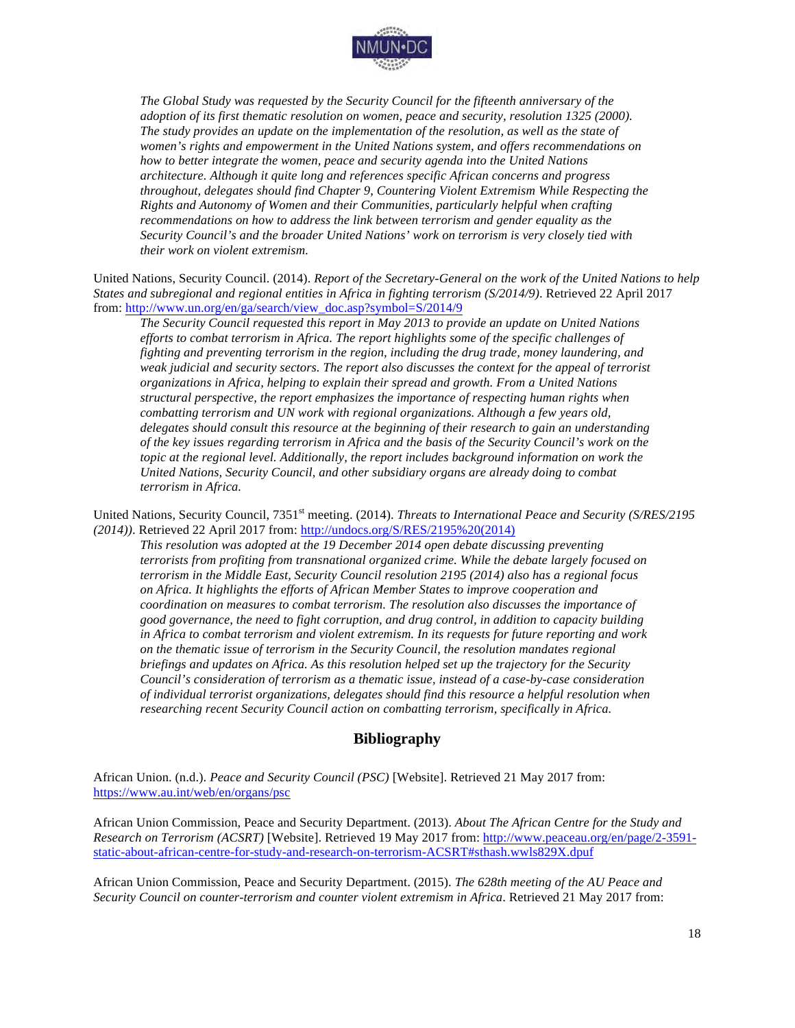*The Global Study was requested by the Security Council for the fifteenth anniversary of the adoption of its first thematic resolution on women, peace and security, resolution 1325 (2000). The study provides an update on the implementation of the resolution, as well as the state of women's rights and empowerment in the United Nations system, and offers recommendations on how to better integrate the women, peace and security agenda into the United Nations architecture. Although it quite long and references specific African concerns and progress throughout, delegates should find Chapter 9, Countering Violent Extremism While Respecting the Rights and Autonomy of Women and their Communities, particularly helpful when crafting recommendations on how to address the link between terrorism and gender equality as the Security Council's and the broader United Nations' work on terrorism is very closely tied with their work on violent extremism.*

United Nations, Security Council. (2014). *Report of the Secretary-General on the work of the United Nations to help States and subregional and regional entities in Africa in fighting terrorism (S/2014/9)*. Retrieved 22 April 2017 from: http://www.un.org/en/ga/search/view_doc.asp?symbol=S/2014/9

*The Security Council requested this report in May 2013 to provide an update on United Nations efforts to combat terrorism in Africa. The report highlights some of the specific challenges of fighting and preventing terrorism in the region, including the drug trade, money laundering, and weak judicial and security sectors. The report also discusses the context for the appeal of terrorist organizations in Africa, helping to explain their spread and growth. From a United Nations structural perspective, the report emphasizes the importance of respecting human rights when combatting terrorism and UN work with regional organizations. Although a few years old, delegates should consult this resource at the beginning of their research to gain an understanding of the key issues regarding terrorism in Africa and the basis of the Security Council's work on the topic at the regional level. Additionally, the report includes background information on work the United Nations, Security Council, and other subsidiary organs are already doing to combat terrorism in Africa.*

United Nations, Security Council, 7351st meeting. (2014). *Threats to International Peace and Security (S/RES/2195 (2014))*. Retrieved 22 April 2017 from: http://undocs.org/S/RES/2195%20(2014)

*This resolution was adopted at the 19 December 2014 open debate discussing preventing terrorists from profiting from transnational organized crime. While the debate largely focused on terrorism in the Middle East, Security Council resolution 2195 (2014) also has a regional focus on Africa. It highlights the efforts of African Member States to improve cooperation and coordination on measures to combat terrorism. The resolution also discusses the importance of good governance, the need to fight corruption, and drug control, in addition to capacity building in Africa to combat terrorism and violent extremism. In its requests for future reporting and work on the thematic issue of terrorism in the Security Council, the resolution mandates regional briefings and updates on Africa. As this resolution helped set up the trajectory for the Security Council's consideration of terrorism as a thematic issue, instead of a case-by-case consideration of individual terrorist organizations, delegates should find this resource a helpful resolution when researching recent Security Council action on combatting terrorism, specifically in Africa.*

## Bibliography

African Union. (n.d.). *Peace and Security Council (PSC)* [Website]. Retrieved 21 May 2017 from: https://www.au.int/web/en/organs/psc

African Union Commission, Peace and Security Department. (2013). *About The African Centre for the Study and Research on Terrorism (ACSRT)* [Website]. Retrieved 19 May 2017 from: http://www.peaceau.org/en/page/2-3591-static-about-african-centre-for-study-and-research-on-terrorism-ACSRT#sthash.wwls829X.dpuf

African Union Commission, Peace and Security Department. (2015). *The 628th meeting of the AU Peace and Security Council on counter-terrorism and counter violent extremism in Africa*. Retrieved 21 May 2017 from: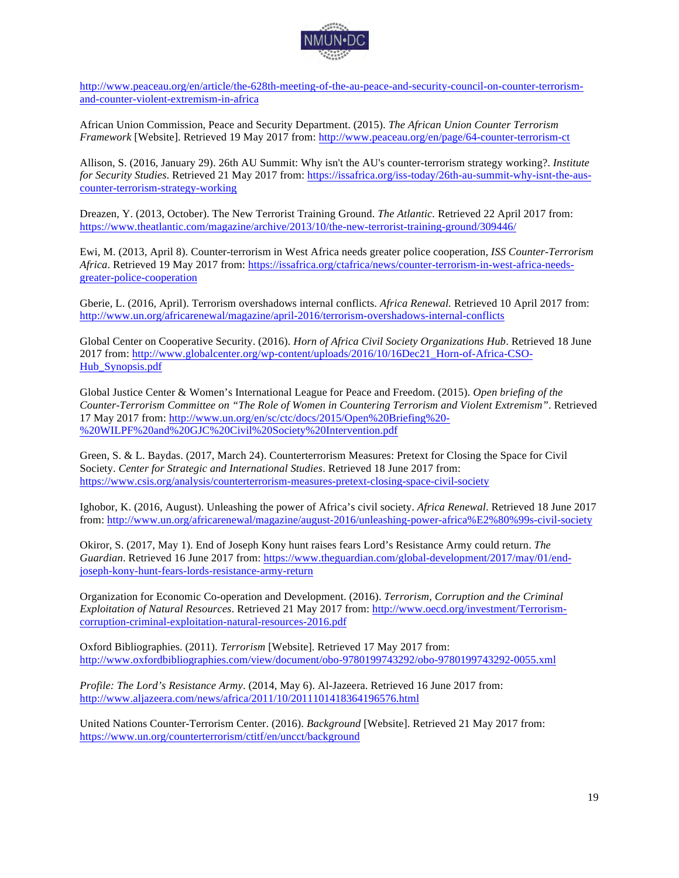http://www.peaceau.org/en/article/the-628th-meeting-of-the-au-peace-and-security-council-on-counter-terrorism-and-counter-violent-extremism-in-africa

African Union Commission, Peace and Security Department. (2015). *The African Union Counter Terrorism Framework* [Website]. Retrieved 19 May 2017 from: http://www.peaceau.org/en/page/64-counter-terrorism-ct

Allison, S. (2016, January 29). 26th AU Summit: Why isn't the AU's counter-terrorism strategy working?. *Institute for Security Studies*. Retrieved 21 May 2017 from: https://issafrica.org/iss-today/26th-au-summit-why-isnt-the-aus-counter-terrorism-strategy-working

Dreazen, Y. (2013, October). The New Terrorist Training Ground. *The Atlantic.* Retrieved 22 April 2017 from: https://www.theatlantic.com/magazine/archive/2013/10/the-new-terrorist-training-ground/309446/

Ewi, M. (2013, April 8). Counter-terrorism in West Africa needs greater police cooperation, *ISS Counter-Terrorism Africa*. Retrieved 19 May 2017 from: https://issafrica.org/ctafrica/news/counter-terrorism-in-west-africa-needs-greater-police-cooperation

Gberie, L. (2016, April). Terrorism overshadows internal conflicts. *Africa Renewal.* Retrieved 10 April 2017 from: http://www.un.org/africarenewal/magazine/april-2016/terrorism-overshadows-internal-conflicts

Global Center on Cooperative Security. (2016). *Horn of Africa Civil Society Organizations Hub*. Retrieved 18 June 2017 from: http://www.globalcenter.org/wp-content/uploads/2016/10/16Dec21_Horn-of-Africa-CSO-Hub_Synopsis.pdf

Global Justice Center & Women's International League for Peace and Freedom. (2015). *Open briefing of the Counter-Terrorism Committee on "The Role of Women in Countering Terrorism and Violent Extremism"*. Retrieved 17 May 2017 from: http://www.un.org/en/sc/ctc/docs/2015/Open%20Briefing%20-%20WILPF%20and%20GJC%20Civil%20Society%20Intervention.pdf

Green, S. & L. Baydas. (2017, March 24). Counterterrorism Measures: Pretext for Closing the Space for Civil Society. *Center for Strategic and International Studies*. Retrieved 18 June 2017 from: https://www.csis.org/analysis/counterterrorism-measures-pretext-closing-space-civil-society

Ighobor, K. (2016, August). Unleashing the power of Africa's civil society. *Africa Renewal*. Retrieved 18 June 2017 from: http://www.un.org/africarenewal/magazine/august-2016/unleashing-power-africa%E2%80%99s-civil-society

Okiror, S. (2017, May 1). End of Joseph Kony hunt raises fears Lord's Resistance Army could return. *The Guardian*. Retrieved 16 June 2017 from: https://www.theguardian.com/global-development/2017/may/01/end-joseph-kony-hunt-fears-lords-resistance-army-return

Organization for Economic Co-operation and Development. (2016). *Terrorism, Corruption and the Criminal Exploitation of Natural Resources*. Retrieved 21 May 2017 from: http://www.oecd.org/investment/Terrorism-corruption-criminal-exploitation-natural-resources-2016.pdf

Oxford Bibliographies. (2011). *Terrorism* [Website]. Retrieved 17 May 2017 from: http://www.oxfordbibliographies.com/view/document/obo-9780199743292/obo-9780199743292-0055.xml

*Profile: The Lord's Resistance Army*. (2014, May 6). Al-Jazeera. Retrieved 16 June 2017 from: http://www.aljazeera.com/news/africa/2011/10/2011101418364196576.html

United Nations Counter-Terrorism Center. (2016). *Background* [Website]. Retrieved 21 May 2017 from: https://www.un.org/counterterrorism/ctitf/en/uncct/background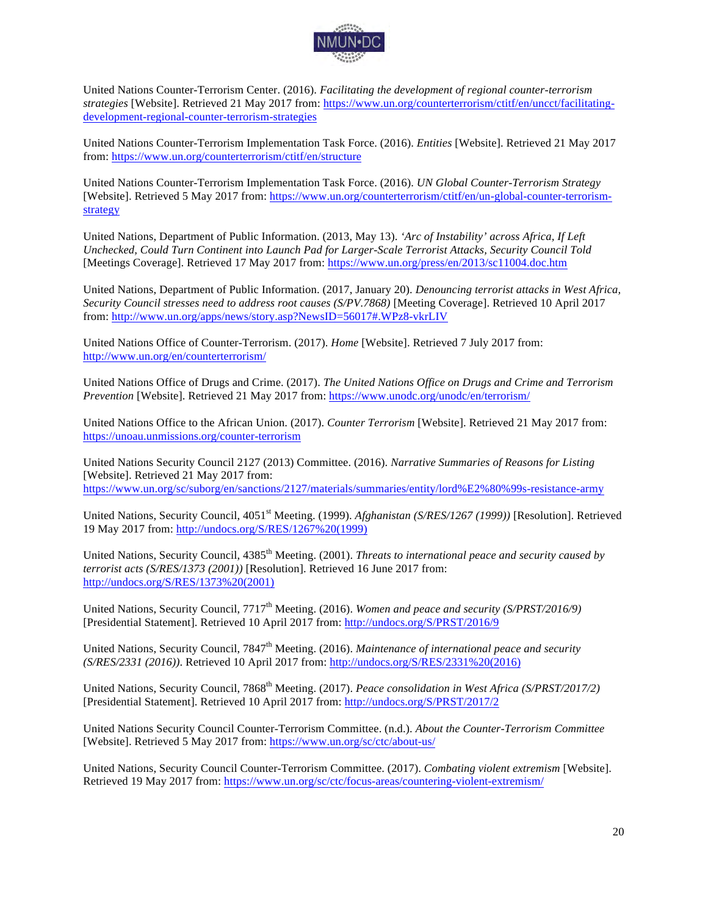United Nations Counter-Terrorism Center. (2016). *Facilitating the development of regional counter-terrorism strategies* [Website]. Retrieved 21 May 2017 from: https://www.un.org/counterterrorism/ctitf/en/uncct/facilitating-development-regional-counter-terrorism-strategies

United Nations Counter-Terrorism Implementation Task Force. (2016). *Entities* [Website]. Retrieved 21 May 2017 from: https://www.un.org/counterterrorism/ctitf/en/structure

United Nations Counter-Terrorism Implementation Task Force. (2016). *UN Global Counter-Terrorism Strategy* [Website]. Retrieved 5 May 2017 from: https://www.un.org/counterterrorism/ctitf/en/un-global-counter-terrorism-strategy

United Nations, Department of Public Information. (2013, May 13). *'Arc of Instability' across Africa, If Left Unchecked, Could Turn Continent into Launch Pad for Larger-Scale Terrorist Attacks, Security Council Told* [Meetings Coverage]. Retrieved 17 May 2017 from: https://www.un.org/press/en/2013/sc11004.doc.htm

United Nations, Department of Public Information. (2017, January 20). *Denouncing terrorist attacks in West Africa, Security Council stresses need to address root causes (S/PV.7868)* [Meeting Coverage]. Retrieved 10 April 2017 from: http://www.un.org/apps/news/story.asp?NewsID=56017#.WPz8-vkrLIV

United Nations Office of Counter-Terrorism. (2017). *Home* [Website]. Retrieved 7 July 2017 from: http://www.un.org/en/counterterrorism/

United Nations Office of Drugs and Crime. (2017). *The United Nations Office on Drugs and Crime and Terrorism Prevention* [Website]. Retrieved 21 May 2017 from: https://www.unodc.org/unodc/en/terrorism/

United Nations Office to the African Union. (2017). *Counter Terrorism* [Website]. Retrieved 21 May 2017 from: https://unoau.unmissions.org/counter-terrorism

United Nations Security Council 2127 (2013) Committee. (2016). *Narrative Summaries of Reasons for Listing* [Website]. Retrieved 21 May 2017 from: https://www.un.org/sc/suborg/en/sanctions/2127/materials/summaries/entity/lord%E2%80%99s-resistance-army

United Nations, Security Council, 4051st Meeting. (1999). *Afghanistan (S/RES/1267 (1999))* [Resolution]. Retrieved 19 May 2017 from: http://undocs.org/S/RES/1267%20(1999)

United Nations, Security Council, 4385th Meeting. (2001). *Threats to international peace and security caused by terrorist acts (S/RES/1373 (2001))* [Resolution]. Retrieved 16 June 2017 from: http://undocs.org/S/RES/1373%20(2001)

United Nations, Security Council, 7717th Meeting. (2016). *Women and peace and security (S/PRST/2016/9)* [Presidential Statement]. Retrieved 10 April 2017 from: http://undocs.org/S/PRST/2016/9

United Nations, Security Council, 7847th Meeting. (2016). *Maintenance of international peace and security (S/RES/2331 (2016))*. Retrieved 10 April 2017 from: http://undocs.org/S/RES/2331%20(2016)

United Nations, Security Council, 7868th Meeting. (2017). *Peace consolidation in West Africa (S/PRST/2017/2)* [Presidential Statement]. Retrieved 10 April 2017 from: http://undocs.org/S/PRST/2017/2

United Nations Security Council Counter-Terrorism Committee. (n.d.). *About the Counter-Terrorism Committee* [Website]. Retrieved 5 May 2017 from: https://www.un.org/sc/ctc/about-us/

United Nations, Security Council Counter-Terrorism Committee. (2017). *Combating violent extremism* [Website]. Retrieved 19 May 2017 from: https://www.un.org/sc/ctc/focus-areas/countering-violent-extremism/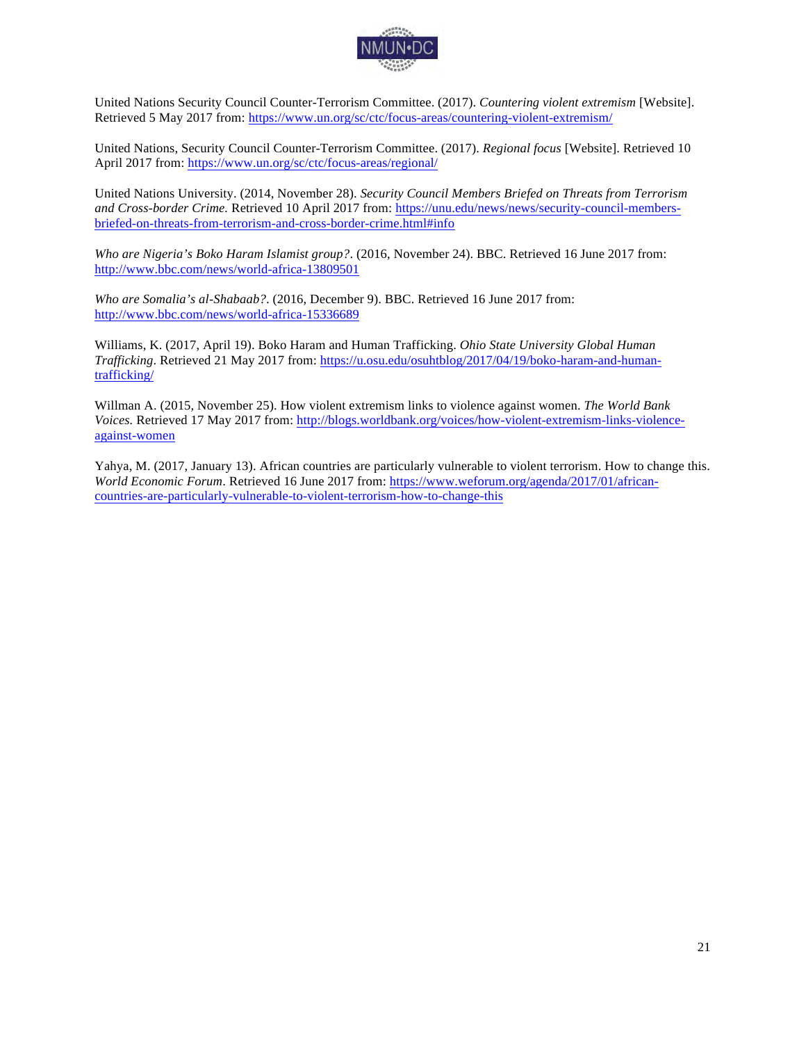United Nations Security Council Counter-Terrorism Committee. (2017). *Countering violent extremism* [Website]. Retrieved 5 May 2017 from: https://www.un.org/sc/ctc/focus-areas/countering-violent-extremism/

United Nations, Security Council Counter-Terrorism Committee. (2017). *Regional focus* [Website]. Retrieved 10 April 2017 from: https://www.un.org/sc/ctc/focus-areas/regional/

United Nations University. (2014, November 28). *Security Council Members Briefed on Threats from Terrorism and Cross-border Crime.* Retrieved 10 April 2017 from: https://unu.edu/news/news/security-council-members-briefed-on-threats-from-terrorism-and-cross-border-crime.html#info

*Who are Nigeria's Boko Haram Islamist group?*. (2016, November 24). BBC. Retrieved 16 June 2017 from: http://www.bbc.com/news/world-africa-13809501

*Who are Somalia's al-Shabaab?*. (2016, December 9). BBC. Retrieved 16 June 2017 from: http://www.bbc.com/news/world-africa-15336689

Williams, K. (2017, April 19). Boko Haram and Human Trafficking. *Ohio State University Global Human Trafficking*. Retrieved 21 May 2017 from: https://u.osu.edu/osuhtblog/2017/04/19/boko-haram-and-human-trafficking/

Willman A. (2015, November 25). How violent extremism links to violence against women. *The World Bank Voices.* Retrieved 17 May 2017 from: http://blogs.worldbank.org/voices/how-violent-extremism-links-violence-against-women

Yahya, M. (2017, January 13). African countries are particularly vulnerable to violent terrorism. How to change this. *World Economic Forum*. Retrieved 16 June 2017 from: https://www.weforum.org/agenda/2017/01/african-countries-are-particularly-vulnerable-to-violent-terrorism-how-to-change-this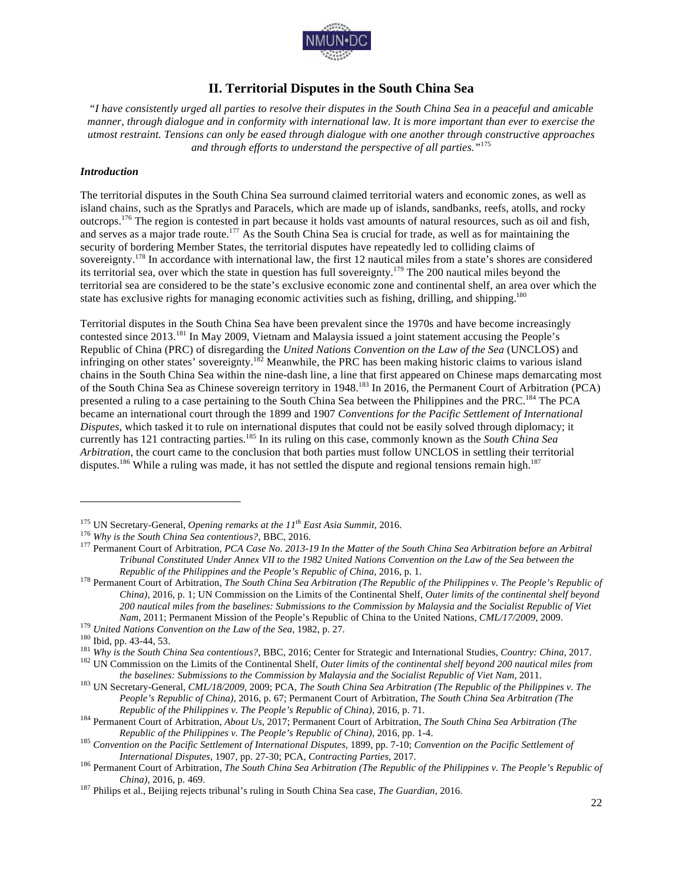## II. Territorial Disputes in the South China Sea

*"I have consistently urged all parties to resolve their disputes in the South China Sea in a peaceful and amicable manner, through dialogue and in conformity with international law. It is more important than ever to exercise the utmost restraint. Tensions can only be eased through dialogue with one another through constructive approaches and through efforts to understand the perspective of all parties."*[175]

### *Introduction*

The territorial disputes in the South China Sea surround claimed territorial waters and economic zones, as well as island chains, such as the Spratlys and Paracels, which are made up of islands, sandbanks, reefs, atolls, and rocky outcrops.[176] The region is contested in part because it holds vast amounts of natural resources, such as oil and fish, and serves as a major trade route.[177] As the South China Sea is crucial for trade, as well as for maintaining the security of bordering Member States, the territorial disputes have repeatedly led to colliding claims of sovereignty.[178] In accordance with international law, the first 12 nautical miles from a state's shores are considered its territorial sea, over which the state in question has full sovereignty.[179] The 200 nautical miles beyond the territorial sea are considered to be the state's exclusive economic zone and continental shelf, an area over which the state has exclusive rights for managing economic activities such as fishing, drilling, and shipping.[180]

Territorial disputes in the South China Sea have been prevalent since the 1970s and have become increasingly contested since 2013.[181] In May 2009, Vietnam and Malaysia issued a joint statement accusing the People's Republic of China (PRC) of disregarding the *United Nations Convention on the Law of the Sea* (UNCLOS) and infringing on other states' sovereignty.[182] Meanwhile, the PRC has been making historic claims to various island chains in the South China Sea within the nine-dash line, a line that first appeared on Chinese maps demarcating most of the South China Sea as Chinese sovereign territory in 1948.[183] In 2016, the Permanent Court of Arbitration (PCA) presented a ruling to a case pertaining to the South China Sea between the Philippines and the PRC.[184] The PCA became an international court through the 1899 and 1907 *Conventions for the Pacific Settlement of International Disputes*, which tasked it to rule on international disputes that could not be easily solved through diplomacy; it currently has 121 contracting parties.[185] In its ruling on this case, commonly known as the *South China Sea Arbitration*, the court came to the conclusion that both parties must follow UNCLOS in settling their territorial disputes.[186] While a ruling was made, it has not settled the dispute and regional tensions remain high.[187]

---

[175] UN Secretary-General, *Opening remarks at the 11th East Asia Summit*, 2016.

[176] *Why is the South China Sea contentious?*, BBC, 2016.

[177] Permanent Court of Arbitration, *PCA Case No. 2013-19 In the Matter of the South China Sea Arbitration before an Arbitral Tribunal Constituted Under Annex VII to the 1982 United Nations Convention on the Law of the Sea between the Republic of the Philippines and the People's Republic of China*, 2016, p. 1.

[178] Permanent Court of Arbitration, *The South China Sea Arbitration (The Republic of the Philippines v. The People's Republic of China)*, 2016, p. 1; UN Commission on the Limits of the Continental Shelf, *Outer limits of the continental shelf beyond 200 nautical miles from the baselines: Submissions to the Commission by Malaysia and the Socialist Republic of Viet Nam*, 2011; Permanent Mission of the People's Republic of China to the United Nations, *CML/17/2009*, 2009.

[179] *United Nations Convention on the Law of the Sea*, 1982, p. 27.

[180] Ibid, pp. 43-44, 53.

[181] *Why is the South China Sea contentious?*, BBC, 2016; Center for Strategic and International Studies, *Country: China*, 2017.

[182] UN Commission on the Limits of the Continental Shelf, *Outer limits of the continental shelf beyond 200 nautical miles from the baselines: Submissions to the Commission by Malaysia and the Socialist Republic of Viet Nam*, 2011.

[183] UN Secretary-General, *CML/18/2009*, 2009; PCA, *The South China Sea Arbitration (The Republic of the Philippines v. The People's Republic of China)*, 2016, p. 67; Permanent Court of Arbitration, *The South China Sea Arbitration (The Republic of the Philippines v. The People's Republic of China)*, 2016, p. 71.

[184] Permanent Court of Arbitration, *About Us*, 2017; Permanent Court of Arbitration, *The South China Sea Arbitration (The Republic of the Philippines v. The People's Republic of China)*, 2016, pp. 1-4.

[185] *Convention on the Pacific Settlement of International Disputes*, 1899, pp. 7-10; *Convention on the Pacific Settlement of International Disputes*, 1907, pp. 27-30; PCA, *Contracting Parties*, 2017.

[186] Permanent Court of Arbitration, *The South China Sea Arbitration (The Republic of the Philippines v. The People's Republic of China)*, 2016, p. 469.

[187] Philips et al., Beijing rejects tribunal's ruling in South China Sea case, *The Guardian*, 2016.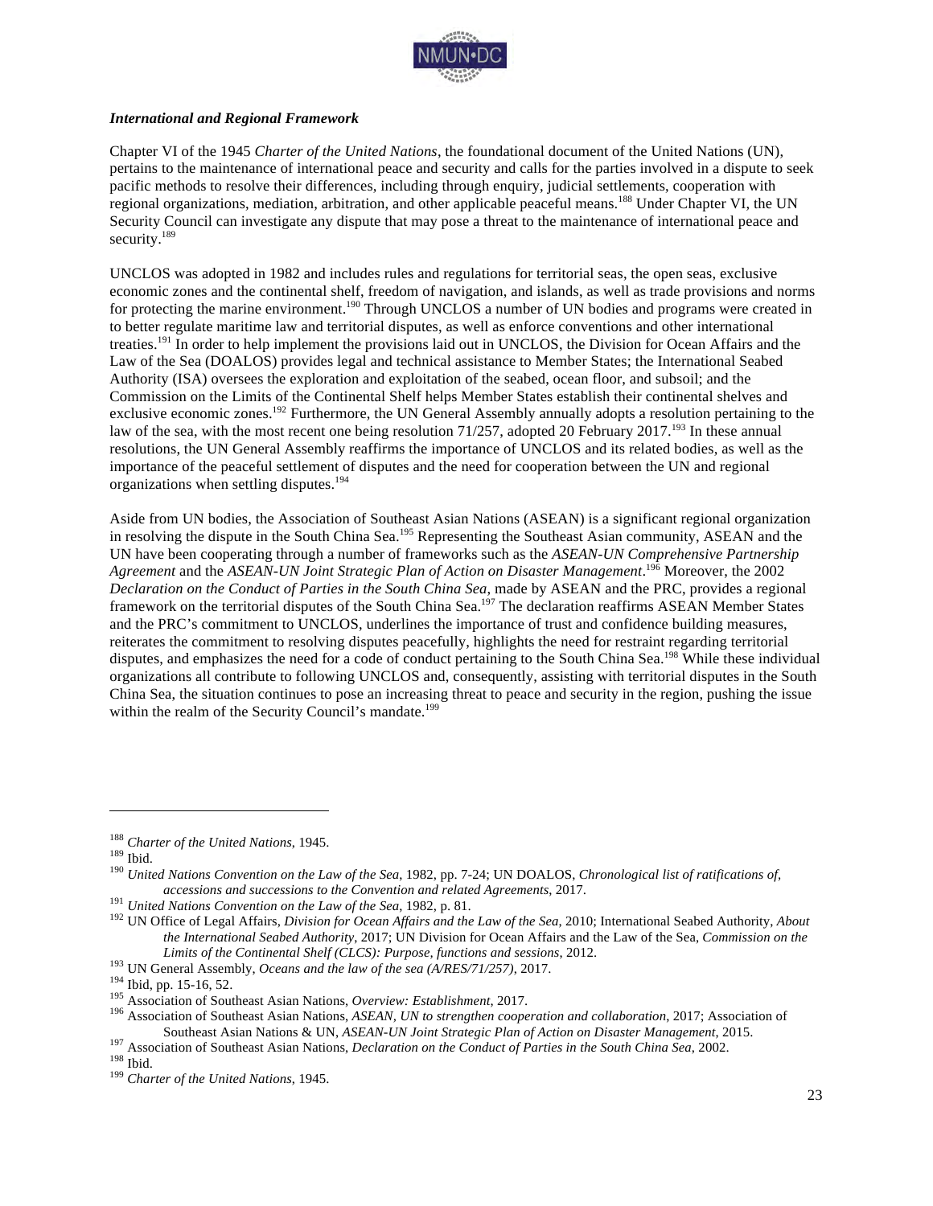### *International and Regional Framework*

Chapter VI of the 1945 *Charter of the United Nations*, the foundational document of the United Nations (UN), pertains to the maintenance of international peace and security and calls for the parties involved in a dispute to seek pacific methods to resolve their differences, including through enquiry, judicial settlements, cooperation with regional organizations, mediation, arbitration, and other applicable peaceful means.[188] Under Chapter VI, the UN Security Council can investigate any dispute that may pose a threat to the maintenance of international peace and security.[189]

UNCLOS was adopted in 1982 and includes rules and regulations for territorial seas, the open seas, exclusive economic zones and the continental shelf, freedom of navigation, and islands, as well as trade provisions and norms for protecting the marine environment.[190] Through UNCLOS a number of UN bodies and programs were created in to better regulate maritime law and territorial disputes, as well as enforce conventions and other international treaties.[191] In order to help implement the provisions laid out in UNCLOS, the Division for Ocean Affairs and the Law of the Sea (DOALOS) provides legal and technical assistance to Member States; the International Seabed Authority (ISA) oversees the exploration and exploitation of the seabed, ocean floor, and subsoil; and the Commission on the Limits of the Continental Shelf helps Member States establish their continental shelves and exclusive economic zones.[192] Furthermore, the UN General Assembly annually adopts a resolution pertaining to the law of the sea, with the most recent one being resolution 71/257, adopted 20 February 2017.[193] In these annual resolutions, the UN General Assembly reaffirms the importance of UNCLOS and its related bodies, as well as the importance of the peaceful settlement of disputes and the need for cooperation between the UN and regional organizations when settling disputes.[194]

Aside from UN bodies, the Association of Southeast Asian Nations (ASEAN) is a significant regional organization in resolving the dispute in the South China Sea.[195] Representing the Southeast Asian community, ASEAN and the UN have been cooperating through a number of frameworks such as the *ASEAN-UN Comprehensive Partnership Agreement* and the *ASEAN-UN Joint Strategic Plan of Action on Disaster Management*.[196] Moreover, the 2002 *Declaration on the Conduct of Parties in the South China Sea*, made by ASEAN and the PRC, provides a regional framework on the territorial disputes of the South China Sea.[197] The declaration reaffirms ASEAN Member States and the PRC's commitment to UNCLOS, underlines the importance of trust and confidence building measures, reiterates the commitment to resolving disputes peacefully, highlights the need for restraint regarding territorial disputes, and emphasizes the need for a code of conduct pertaining to the South China Sea.[198] While these individual organizations all contribute to following UNCLOS and, consequently, assisting with territorial disputes in the South China Sea, the situation continues to pose an increasing threat to peace and security in the region, pushing the issue within the realm of the Security Council's mandate.[199]

---

[188] *Charter of the United Nations*, 1945.

[189] Ibid.

[190] *United Nations Convention on the Law of the Sea*, 1982, pp. 7-24; UN DOALOS, *Chronological list of ratifications of, accessions and successions to the Convention and related Agreements*, 2017.

[191] *United Nations Convention on the Law of the Sea*, 1982, p. 81.

[192] UN Office of Legal Affairs, *Division for Ocean Affairs and the Law of the Sea*, 2010; International Seabed Authority, *About the International Seabed Authority*, 2017; UN Division for Ocean Affairs and the Law of the Sea, *Commission on the Limits of the Continental Shelf (CLCS): Purpose, functions and sessions*, 2012.

[193] UN General Assembly, *Oceans and the law of the sea (A/RES/71/257)*, 2017.

[194] Ibid, pp. 15-16, 52.

[195] Association of Southeast Asian Nations, *Overview: Establishment*, 2017.

[196] Association of Southeast Asian Nations, *ASEAN, UN to strengthen cooperation and collaboration*, 2017; Association of Southeast Asian Nations & UN, *ASEAN-UN Joint Strategic Plan of Action on Disaster Management*, 2015.

[197] Association of Southeast Asian Nations, *Declaration on the Conduct of Parties in the South China Sea*, 2002.

[198] Ibid.

[199] *Charter of the United Nations*, 1945.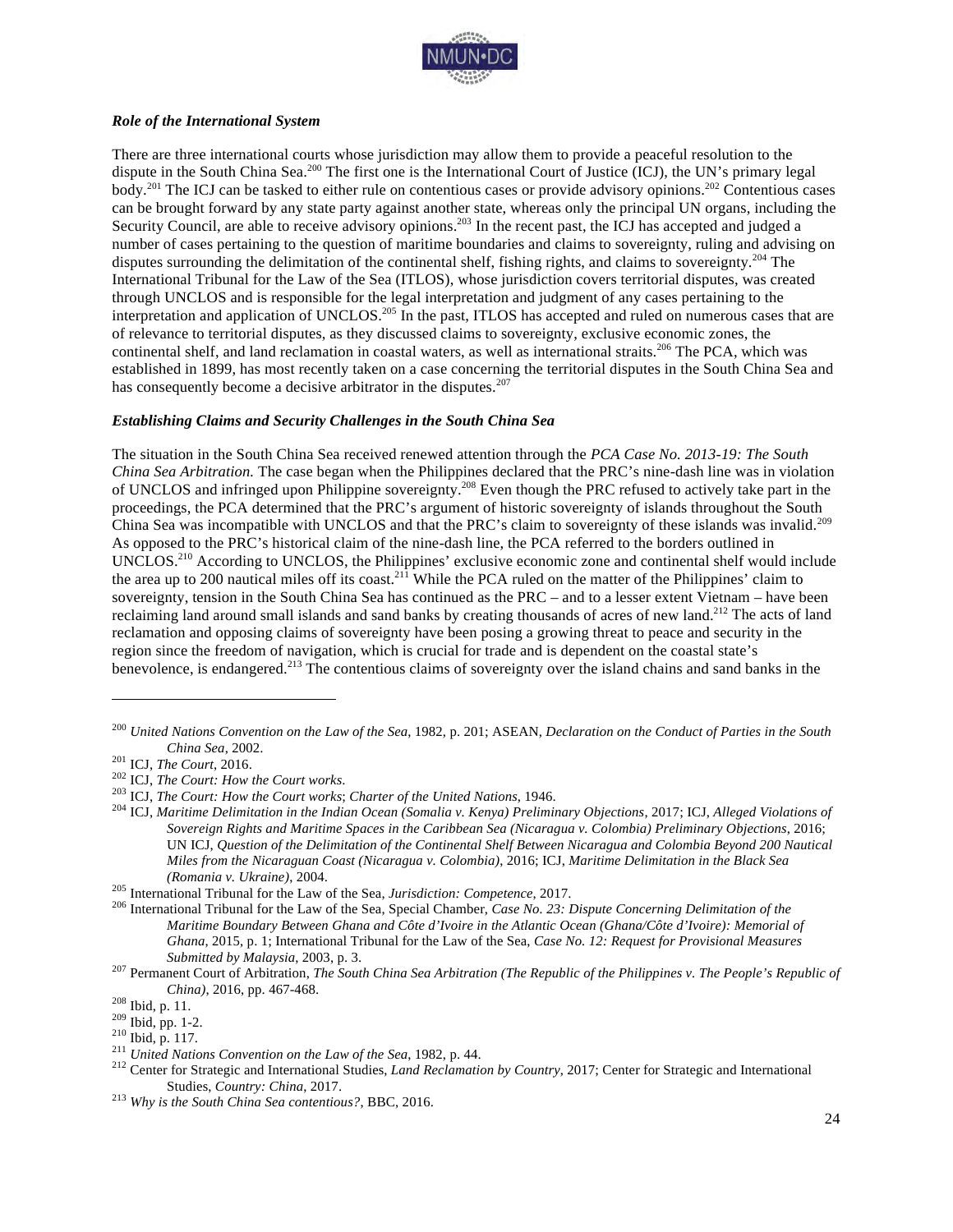### *Role of the International System*

There are three international courts whose jurisdiction may allow them to provide a peaceful resolution to the dispute in the South China Sea.[200] The first one is the International Court of Justice (ICJ), the UN's primary legal body.[201] The ICJ can be tasked to either rule on contentious cases or provide advisory opinions.[202] Contentious cases can be brought forward by any state party against another state, whereas only the principal UN organs, including the Security Council, are able to receive advisory opinions.[203] In the recent past, the ICJ has accepted and judged a number of cases pertaining to the question of maritime boundaries and claims to sovereignty, ruling and advising on disputes surrounding the delimitation of the continental shelf, fishing rights, and claims to sovereignty.[204] The International Tribunal for the Law of the Sea (ITLOS), whose jurisdiction covers territorial disputes, was created through UNCLOS and is responsible for the legal interpretation and judgment of any cases pertaining to the interpretation and application of UNCLOS.[205] In the past, ITLOS has accepted and ruled on numerous cases that are of relevance to territorial disputes, as they discussed claims to sovereignty, exclusive economic zones, the continental shelf, and land reclamation in coastal waters, as well as international straits.[206] The PCA, which was established in 1899, has most recently taken on a case concerning the territorial disputes in the South China Sea and has consequently become a decisive arbitrator in the disputes.[207]

### *Establishing Claims and Security Challenges in the South China Sea*

The situation in the South China Sea received renewed attention through the *PCA Case No. 2013-19: The South China Sea Arbitration.* The case began when the Philippines declared that the PRC's nine-dash line was in violation of UNCLOS and infringed upon Philippine sovereignty.[208] Even though the PRC refused to actively take part in the proceedings, the PCA determined that the PRC's argument of historic sovereignty of islands throughout the South China Sea was incompatible with UNCLOS and that the PRC's claim to sovereignty of these islands was invalid.[209] As opposed to the PRC's historical claim of the nine-dash line, the PCA referred to the borders outlined in UNCLOS.[210] According to UNCLOS, the Philippines' exclusive economic zone and continental shelf would include the area up to 200 nautical miles off its coast.[211] While the PCA ruled on the matter of the Philippines' claim to sovereignty, tension in the South China Sea has continued as the PRC – and to a lesser extent Vietnam – have been reclaiming land around small islands and sand banks by creating thousands of acres of new land.[212] The acts of land reclamation and opposing claims of sovereignty have been posing a growing threat to peace and security in the region since the freedom of navigation, which is crucial for trade and is dependent on the coastal state's benevolence, is endangered.[213] The contentious claims of sovereignty over the island chains and sand banks in the

---

[200] *United Nations Convention on the Law of the Sea*, 1982, p. 201; ASEAN, *Declaration on the Conduct of Parties in the South China Sea*, 2002.

[201] ICJ, *The Court*, 2016.

[202] ICJ, *The Court: How the Court works*.

[203] ICJ, *The Court: How the Court works*; *Charter of the United Nations*, 1946.

[204] ICJ, *Maritime Delimitation in the Indian Ocean (Somalia v. Kenya) Preliminary Objections*, 2017; ICJ, *Alleged Violations of Sovereign Rights and Maritime Spaces in the Caribbean Sea (Nicaragua v. Colombia) Preliminary Objections*, 2016; UN ICJ, *Question of the Delimitation of the Continental Shelf Between Nicaragua and Colombia Beyond 200 Nautical Miles from the Nicaraguan Coast (Nicaragua v. Colombia)*, 2016; ICJ, *Maritime Delimitation in the Black Sea (Romania v. Ukraine)*, 2004.

[205] International Tribunal for the Law of the Sea, *Jurisdiction: Competence*, 2017.

[206] International Tribunal for the Law of the Sea, Special Chamber, *Case No. 23: Dispute Concerning Delimitation of the Maritime Boundary Between Ghana and Côte d'Ivoire in the Atlantic Ocean (Ghana/Côte d'Ivoire): Memorial of Ghana*, 2015, p. 1; International Tribunal for the Law of the Sea, *Case No. 12: Request for Provisional Measures Submitted by Malaysia*, 2003, p. 3.

[207] Permanent Court of Arbitration, *The South China Sea Arbitration (The Republic of the Philippines v. The People's Republic of China)*, 2016, pp. 467-468.

[208] Ibid, p. 11.

[209] Ibid, pp. 1-2.

[210] Ibid, p. 117.

[211] *United Nations Convention on the Law of the Sea*, 1982, p. 44.

[212] Center for Strategic and International Studies, *Land Reclamation by Country*, 2017; Center for Strategic and International Studies, *Country: China*, 2017.

[213] *Why is the South China Sea contentious?*, BBC, 2016.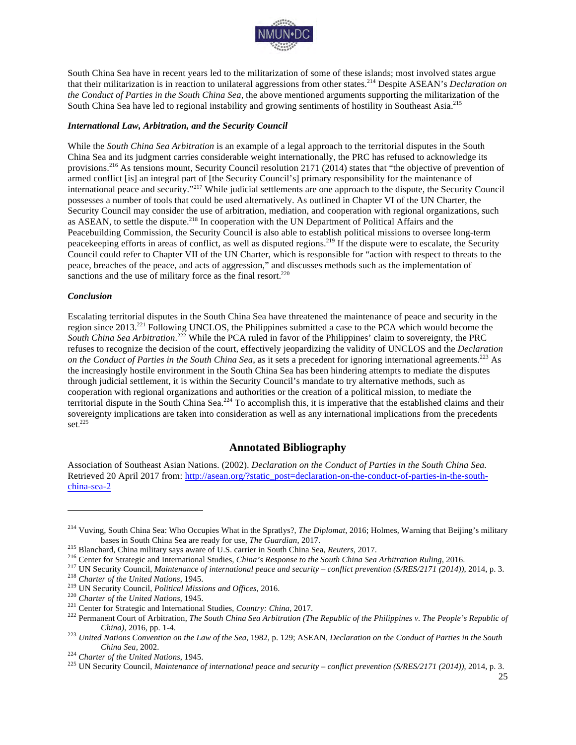South China Sea have in recent years led to the militarization of some of these islands; most involved states argue that their militarization is in reaction to unilateral aggressions from other states.[214] Despite ASEAN's *Declaration on the Conduct of Parties in the South China Sea*, the above mentioned arguments supporting the militarization of the South China Sea have led to regional instability and growing sentiments of hostility in Southeast Asia.[215]

### *International Law, Arbitration, and the Security Council*

While the *South China Sea Arbitration* is an example of a legal approach to the territorial disputes in the South China Sea and its judgment carries considerable weight internationally, the PRC has refused to acknowledge its provisions.[216] As tensions mount, Security Council resolution 2171 (2014) states that "the objective of prevention of armed conflict [is] an integral part of [the Security Council's] primary responsibility for the maintenance of international peace and security."[217] While judicial settlements are one approach to the dispute, the Security Council possesses a number of tools that could be used alternatively. As outlined in Chapter VI of the UN Charter, the Security Council may consider the use of arbitration, mediation, and cooperation with regional organizations, such as ASEAN, to settle the dispute.[218] In cooperation with the UN Department of Political Affairs and the Peacebuilding Commission, the Security Council is also able to establish political missions to oversee long-term peacekeeping efforts in areas of conflict, as well as disputed regions.[219] If the dispute were to escalate, the Security Council could refer to Chapter VII of the UN Charter, which is responsible for "action with respect to threats to the peace, breaches of the peace, and acts of aggression," and discusses methods such as the implementation of sanctions and the use of military force as the final resort.[220]

### *Conclusion*

Escalating territorial disputes in the South China Sea have threatened the maintenance of peace and security in the region since 2013.[221] Following UNCLOS, the Philippines submitted a case to the PCA which would become the *South China Sea Arbitration*.[222] While the PCA ruled in favor of the Philippines' claim to sovereignty, the PRC refuses to recognize the decision of the court, effectively jeopardizing the validity of UNCLOS and the *Declaration on the Conduct of Parties in the South China Sea*, as it sets a precedent for ignoring international agreements.[223] As the increasingly hostile environment in the South China Sea has been hindering attempts to mediate the disputes through judicial settlement, it is within the Security Council's mandate to try alternative methods, such as cooperation with regional organizations and authorities or the creation of a political mission, to mediate the territorial dispute in the South China Sea.[224] To accomplish this, it is imperative that the established claims and their sovereignty implications are taken into consideration as well as any international implications from the precedents set.[225]

## Annotated Bibliography

Association of Southeast Asian Nations. (2002). *Declaration on the Conduct of Parties in the South China Sea.* Retrieved 20 April 2017 from: http://asean.org/?static_post=declaration-on-the-conduct-of-parties-in-the-south-china-sea-2

---

[214] Vuving, South China Sea: Who Occupies What in the Spratlys?, *The Diplomat*, 2016; Holmes, Warning that Beijing's military bases in South China Sea are ready for use, *The Guardian*, 2017.

[215] Blanchard, China military says aware of U.S. carrier in South China Sea, *Reuters*, 2017.

[216] Center for Strategic and International Studies, *China's Response to the South China Sea Arbitration Ruling*, 2016.

[217] UN Security Council, *Maintenance of international peace and security – conflict prevention (S/RES/2171 (2014))*, 2014, p. 3.

[218] *Charter of the United Nations*, 1945.

[219] UN Security Council, *Political Missions and Offices*, 2016.

[220] *Charter of the United Nations*, 1945.

[221] Center for Strategic and International Studies, *Country: China*, 2017.

[222] Permanent Court of Arbitration, *The South China Sea Arbitration (The Republic of the Philippines v. The People's Republic of China)*, 2016, pp. 1-4.

[223] *United Nations Convention on the Law of the Sea*, 1982, p. 129; ASEAN, *Declaration on the Conduct of Parties in the South China Sea*, 2002.

[224] *Charter of the United Nations*, 1945.

[225] UN Security Council, *Maintenance of international peace and security – conflict prevention (S/RES/2171 (2014))*, 2014, p. 3.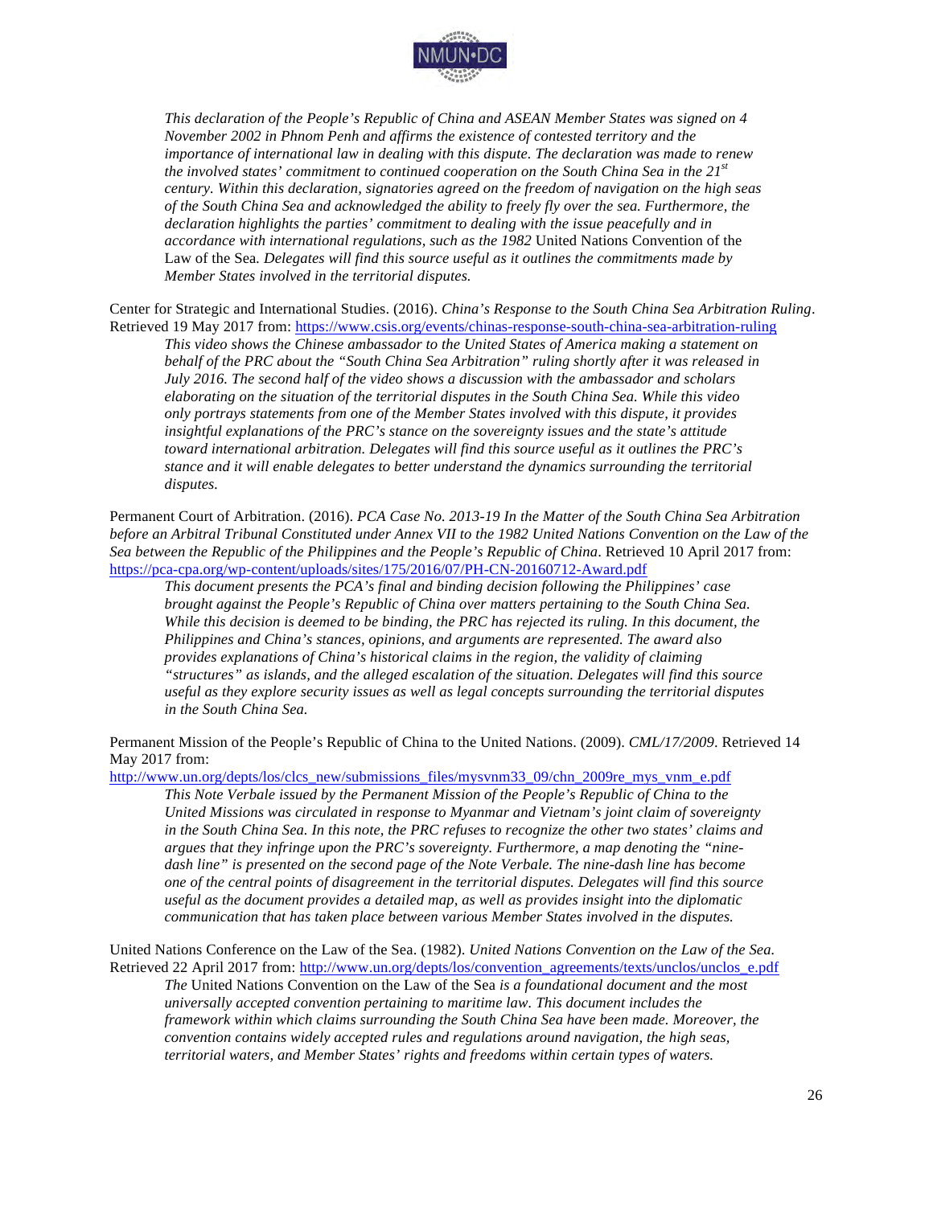*This declaration of the People's Republic of China and ASEAN Member States was signed on 4 November 2002 in Phnom Penh and affirms the existence of contested territory and the importance of international law in dealing with this dispute. The declaration was made to renew the involved states' commitment to continued cooperation on the South China Sea in the 21st century. Within this declaration, signatories agreed on the freedom of navigation on the high seas of the South China Sea and acknowledged the ability to freely fly over the sea. Furthermore, the declaration highlights the parties' commitment to dealing with the issue peacefully and in accordance with international regulations, such as the 1982* United Nations Convention of the Law of the Sea*. Delegates will find this source useful as it outlines the commitments made by Member States involved in the territorial disputes.*

Center for Strategic and International Studies. (2016). *China's Response to the South China Sea Arbitration Ruling*. Retrieved 19 May 2017 from: https://www.csis.org/events/chinas-response-south-china-sea-arbitration-ruling

*This video shows the Chinese ambassador to the United States of America making a statement on behalf of the PRC about the "South China Sea Arbitration" ruling shortly after it was released in July 2016. The second half of the video shows a discussion with the ambassador and scholars elaborating on the situation of the territorial disputes in the South China Sea. While this video only portrays statements from one of the Member States involved with this dispute, it provides insightful explanations of the PRC's stance on the sovereignty issues and the state's attitude toward international arbitration. Delegates will find this source useful as it outlines the PRC's stance and it will enable delegates to better understand the dynamics surrounding the territorial disputes.*

Permanent Court of Arbitration. (2016). *PCA Case No. 2013-19 In the Matter of the South China Sea Arbitration before an Arbitral Tribunal Constituted under Annex VII to the 1982 United Nations Convention on the Law of the Sea between the Republic of the Philippines and the People's Republic of China*. Retrieved 10 April 2017 from: https://pca-cpa.org/wp-content/uploads/sites/175/2016/07/PH-CN-20160712-Award.pdf

*This document presents the PCA's final and binding decision following the Philippines' case brought against the People's Republic of China over matters pertaining to the South China Sea. While this decision is deemed to be binding, the PRC has rejected its ruling. In this document, the Philippines and China's stances, opinions, and arguments are represented. The award also provides explanations of China's historical claims in the region, the validity of claiming "structures" as islands, and the alleged escalation of the situation. Delegates will find this source useful as they explore security issues as well as legal concepts surrounding the territorial disputes in the South China Sea.*

Permanent Mission of the People's Republic of China to the United Nations. (2009). *CML/17/2009*. Retrieved 14 May 2017 from: http://www.un.org/depts/los/clcs_new/submissions_files/mysvnm33_09/chn_2009re_mys_vnm_e.pdf

*This Note Verbale issued by the Permanent Mission of the People's Republic of China to the United Missions was circulated in response to Myanmar and Vietnam's joint claim of sovereignty in the South China Sea. In this note, the PRC refuses to recognize the other two states' claims and argues that they infringe upon the PRC's sovereignty. Furthermore, a map denoting the "nine-dash line" is presented on the second page of the Note Verbale. The nine-dash line has become one of the central points of disagreement in the territorial disputes. Delegates will find this source useful as the document provides a detailed map, as well as provides insight into the diplomatic communication that has taken place between various Member States involved in the disputes.*

United Nations Conference on the Law of the Sea. (1982). *United Nations Convention on the Law of the Sea*. Retrieved 22 April 2017 from: http://www.un.org/depts/los/convention_agreements/texts/unclos/unclos_e.pdf

*The* United Nations Convention on the Law of the Sea *is a foundational document and the most universally accepted convention pertaining to maritime law. This document includes the framework within which claims surrounding the South China Sea have been made. Moreover, the convention contains widely accepted rules and regulations around navigation, the high seas, territorial waters, and Member States' rights and freedoms within certain types of waters.*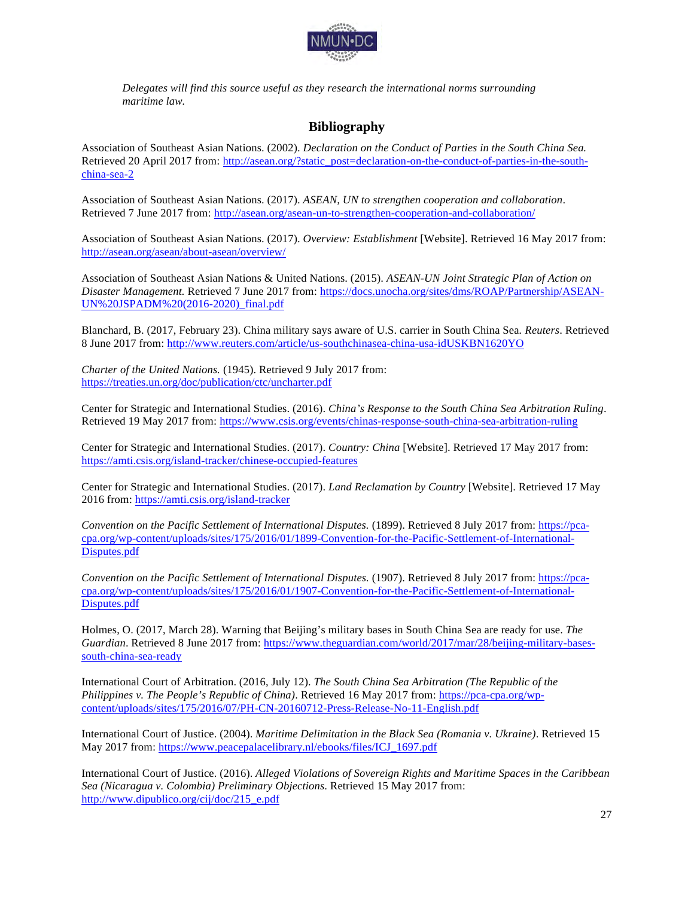*Delegates will find this source useful as they research the international norms surrounding maritime law.*

## Bibliography

Association of Southeast Asian Nations. (2002). *Declaration on the Conduct of Parties in the South China Sea.* Retrieved 20 April 2017 from: http://asean.org/?static_post=declaration-on-the-conduct-of-parties-in-the-south-china-sea-2

Association of Southeast Asian Nations. (2017). *ASEAN, UN to strengthen cooperation and collaboration*. Retrieved 7 June 2017 from: http://asean.org/asean-un-to-strengthen-cooperation-and-collaboration/

Association of Southeast Asian Nations. (2017). *Overview: Establishment* [Website]. Retrieved 16 May 2017 from: http://asean.org/asean/about-asean/overview/

Association of Southeast Asian Nations & United Nations. (2015). *ASEAN-UN Joint Strategic Plan of Action on Disaster Management.* Retrieved 7 June 2017 from: https://docs.unocha.org/sites/dms/ROAP/Partnership/ASEAN-UN%20JSPADM%20(2016-2020)_final.pdf

Blanchard, B. (2017, February 23). China military says aware of U.S. carrier in South China Sea. *Reuters*. Retrieved 8 June 2017 from: http://www.reuters.com/article/us-southchinasea-china-usa-idUSKBN1620YO

*Charter of the United Nations.* (1945). Retrieved 9 July 2017 from: https://treaties.un.org/doc/publication/ctc/uncharter.pdf

Center for Strategic and International Studies. (2016). *China's Response to the South China Sea Arbitration Ruling*. Retrieved 19 May 2017 from: https://www.csis.org/events/chinas-response-south-china-sea-arbitration-ruling

Center for Strategic and International Studies. (2017). *Country: China* [Website]. Retrieved 17 May 2017 from: https://amti.csis.org/island-tracker/chinese-occupied-features

Center for Strategic and International Studies. (2017). *Land Reclamation by Country* [Website]. Retrieved 17 May 2016 from: https://amti.csis.org/island-tracker

*Convention on the Pacific Settlement of International Disputes.* (1899). Retrieved 8 July 2017 from: https://pca-cpa.org/wp-content/uploads/sites/175/2016/01/1899-Convention-for-the-Pacific-Settlement-of-International-Disputes.pdf

*Convention on the Pacific Settlement of International Disputes.* (1907). Retrieved 8 July 2017 from: https://pca-cpa.org/wp-content/uploads/sites/175/2016/01/1907-Convention-for-the-Pacific-Settlement-of-International-Disputes.pdf

Holmes, O. (2017, March 28). Warning that Beijing's military bases in South China Sea are ready for use. *The Guardian*. Retrieved 8 June 2017 from: https://www.theguardian.com/world/2017/mar/28/beijing-military-bases-south-china-sea-ready

International Court of Arbitration. (2016, July 12). *The South China Sea Arbitration (The Republic of the Philippines v. The People's Republic of China)*. Retrieved 16 May 2017 from: https://pca-cpa.org/wp-content/uploads/sites/175/2016/07/PH-CN-20160712-Press-Release-No-11-English.pdf

International Court of Justice. (2004). *Maritime Delimitation in the Black Sea (Romania v. Ukraine)*. Retrieved 15 May 2017 from: https://www.peacepalacelibrary.nl/ebooks/files/ICJ_1697.pdf

International Court of Justice. (2016). *Alleged Violations of Sovereign Rights and Maritime Spaces in the Caribbean Sea (Nicaragua v. Colombia) Preliminary Objections*. Retrieved 15 May 2017 from: http://www.dipublico.org/cij/doc/215_e.pdf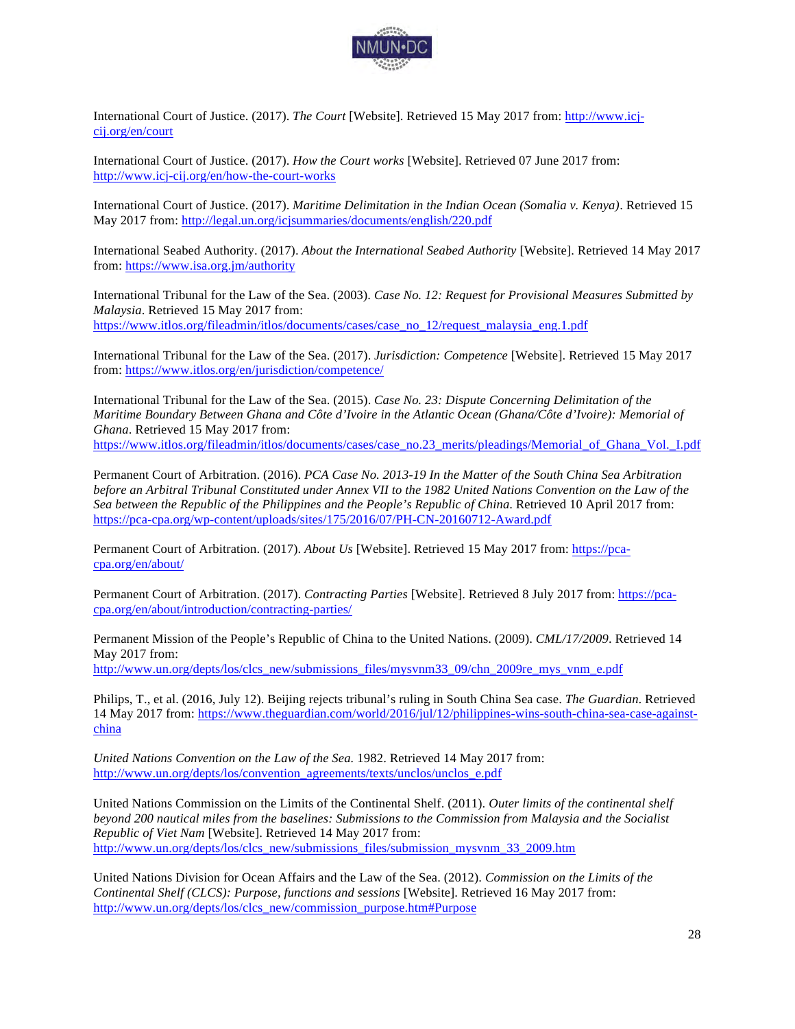International Court of Justice. (2017). *The Court* [Website]. Retrieved 15 May 2017 from: http://www.icj-cij.org/en/court

International Court of Justice. (2017). *How the Court works* [Website]. Retrieved 07 June 2017 from: http://www.icj-cij.org/en/how-the-court-works

International Court of Justice. (2017). *Maritime Delimitation in the Indian Ocean (Somalia v. Kenya)*. Retrieved 15 May 2017 from: http://legal.un.org/icjsummaries/documents/english/220.pdf

International Seabed Authority. (2017). *About the International Seabed Authority* [Website]. Retrieved 14 May 2017 from: https://www.isa.org.jm/authority

International Tribunal for the Law of the Sea. (2003). *Case No. 12: Request for Provisional Measures Submitted by Malaysia*. Retrieved 15 May 2017 from: https://www.itlos.org/fileadmin/itlos/documents/cases/case_no_12/request_malaysia_eng.1.pdf

International Tribunal for the Law of the Sea. (2017). *Jurisdiction: Competence* [Website]. Retrieved 15 May 2017 from: https://www.itlos.org/en/jurisdiction/competence/

International Tribunal for the Law of the Sea. (2015). *Case No. 23: Dispute Concerning Delimitation of the Maritime Boundary Between Ghana and Côte d'Ivoire in the Atlantic Ocean (Ghana/Côte d'Ivoire): Memorial of Ghana*. Retrieved 15 May 2017 from: https://www.itlos.org/fileadmin/itlos/documents/cases/case_no.23_merits/pleadings/Memorial_of_Ghana_Vol._I.pdf

Permanent Court of Arbitration. (2016). *PCA Case No. 2013-19 In the Matter of the South China Sea Arbitration before an Arbitral Tribunal Constituted under Annex VII to the 1982 United Nations Convention on the Law of the Sea between the Republic of the Philippines and the People's Republic of China*. Retrieved 10 April 2017 from: https://pca-cpa.org/wp-content/uploads/sites/175/2016/07/PH-CN-20160712-Award.pdf

Permanent Court of Arbitration. (2017). *About Us* [Website]. Retrieved 15 May 2017 from: https://pca-cpa.org/en/about/

Permanent Court of Arbitration. (2017). *Contracting Parties* [Website]. Retrieved 8 July 2017 from: https://pca-cpa.org/en/about/introduction/contracting-parties/

Permanent Mission of the People's Republic of China to the United Nations. (2009). *CML/17/2009*. Retrieved 14 May 2017 from: http://www.un.org/depts/los/clcs_new/submissions_files/mysvnm33_09/chn_2009re_mys_vnm_e.pdf

Philips, T., et al. (2016, July 12). Beijing rejects tribunal's ruling in South China Sea case. *The Guardian*. Retrieved 14 May 2017 from: https://www.theguardian.com/world/2016/jul/12/philippines-wins-south-china-sea-case-against-china

*United Nations Convention on the Law of the Sea.* 1982. Retrieved 14 May 2017 from: http://www.un.org/depts/los/convention_agreements/texts/unclos/unclos_e.pdf

United Nations Commission on the Limits of the Continental Shelf. (2011). *Outer limits of the continental shelf beyond 200 nautical miles from the baselines: Submissions to the Commission from Malaysia and the Socialist Republic of Viet Nam* [Website]. Retrieved 14 May 2017 from: http://www.un.org/depts/los/clcs_new/submissions_files/submission_mysvnm_33_2009.htm

United Nations Division for Ocean Affairs and the Law of the Sea. (2012). *Commission on the Limits of the Continental Shelf (CLCS): Purpose, functions and sessions* [Website]. Retrieved 16 May 2017 from: http://www.un.org/depts/los/clcs_new/commission_purpose.htm#Purpose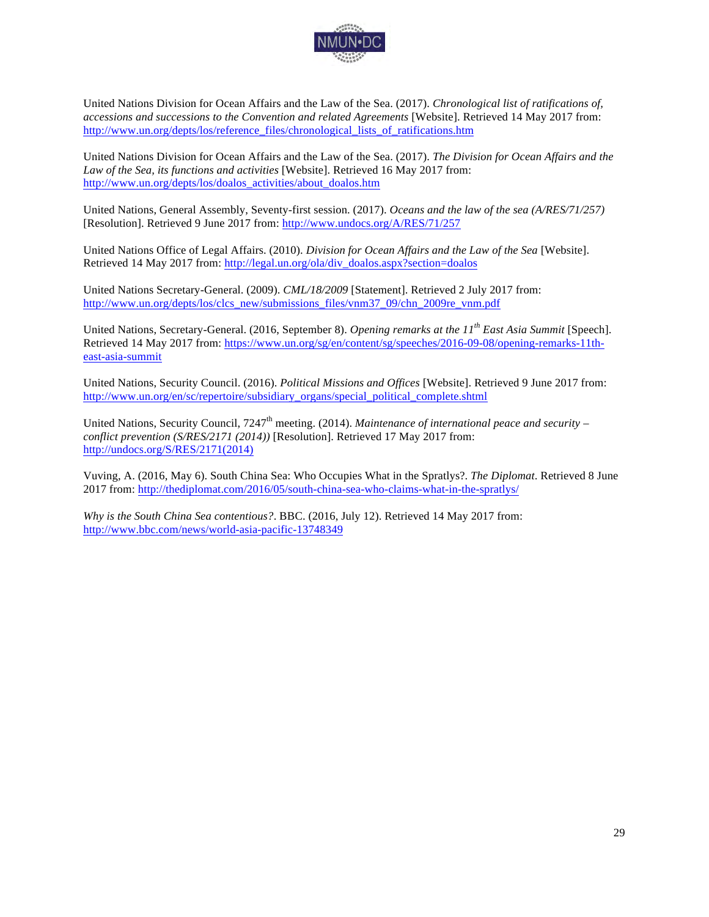United Nations Division for Ocean Affairs and the Law of the Sea. (2017). *Chronological list of ratifications of, accessions and successions to the Convention and related Agreements* [Website]. Retrieved 14 May 2017 from: http://www.un.org/depts/los/reference_files/chronological_lists_of_ratifications.htm

United Nations Division for Ocean Affairs and the Law of the Sea. (2017). *The Division for Ocean Affairs and the Law of the Sea, its functions and activities* [Website]. Retrieved 16 May 2017 from: http://www.un.org/depts/los/doalos_activities/about_doalos.htm

United Nations, General Assembly, Seventy-first session. (2017). *Oceans and the law of the sea (A/RES/71/257)* [Resolution]. Retrieved 9 June 2017 from: http://www.undocs.org/A/RES/71/257

United Nations Office of Legal Affairs. (2010). *Division for Ocean Affairs and the Law of the Sea* [Website]. Retrieved 14 May 2017 from: http://legal.un.org/ola/div_doalos.aspx?section=doalos

United Nations Secretary-General. (2009). *CML/18/2009* [Statement]. Retrieved 2 July 2017 from: http://www.un.org/depts/los/clcs_new/submissions_files/vnm37_09/chn_2009re_vnm.pdf

United Nations, Secretary-General. (2016, September 8). *Opening remarks at the 11th East Asia Summit* [Speech]. Retrieved 14 May 2017 from: https://www.un.org/sg/en/content/sg/speeches/2016-09-08/opening-remarks-11th-east-asia-summit

United Nations, Security Council. (2016). *Political Missions and Offices* [Website]. Retrieved 9 June 2017 from: http://www.un.org/en/sc/repertoire/subsidiary_organs/special_political_complete.shtml

United Nations, Security Council, 7247th meeting. (2014). *Maintenance of international peace and security – conflict prevention (S/RES/2171 (2014))* [Resolution]. Retrieved 17 May 2017 from: http://undocs.org/S/RES/2171(2014)

Vuving, A. (2016, May 6). South China Sea: Who Occupies What in the Spratlys?. *The Diplomat*. Retrieved 8 June 2017 from: http://thediplomat.com/2016/05/south-china-sea-who-claims-what-in-the-spratlys/

*Why is the South China Sea contentious?*. BBC. (2016, July 12). Retrieved 14 May 2017 from: http://www.bbc.com/news/world-asia-pacific-13748349